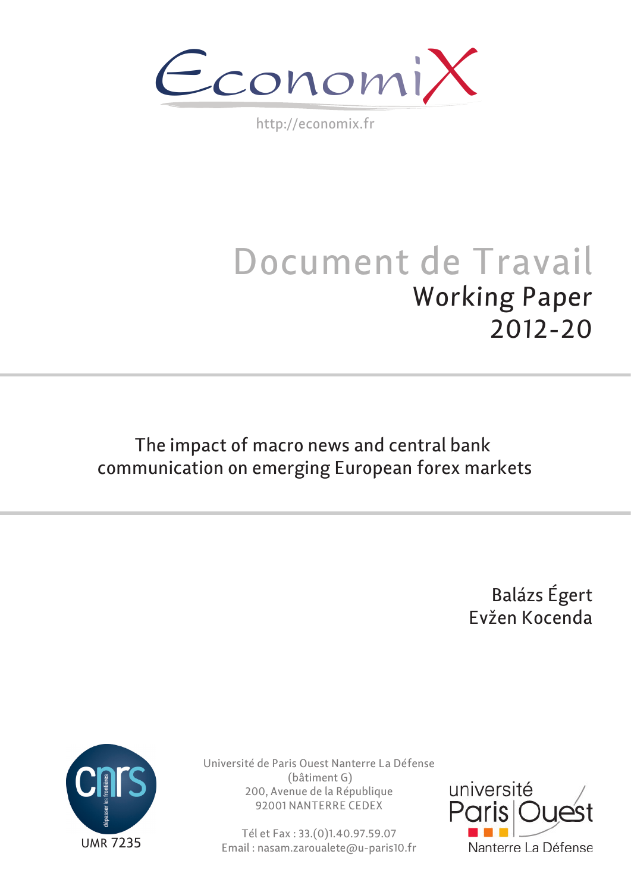EconomiX

http://economix.fr

# Document de Travail

## Working Paper
## 2012-20

# The impact of macro news and central bank communication on emerging European forex markets

Balázs Égert
Evžen Kocenda

UMR 7235

Université de Paris Ouest Nanterre La Défense
(bâtiment G)
200, Avenue de la République
92001 NANTERRE CEDEX

Tél et Fax : 33.(0)1.40.97.59.07
Email : nasam.zaroualete@u-paris10.fr

université Paris Ouest Nanterre La Défense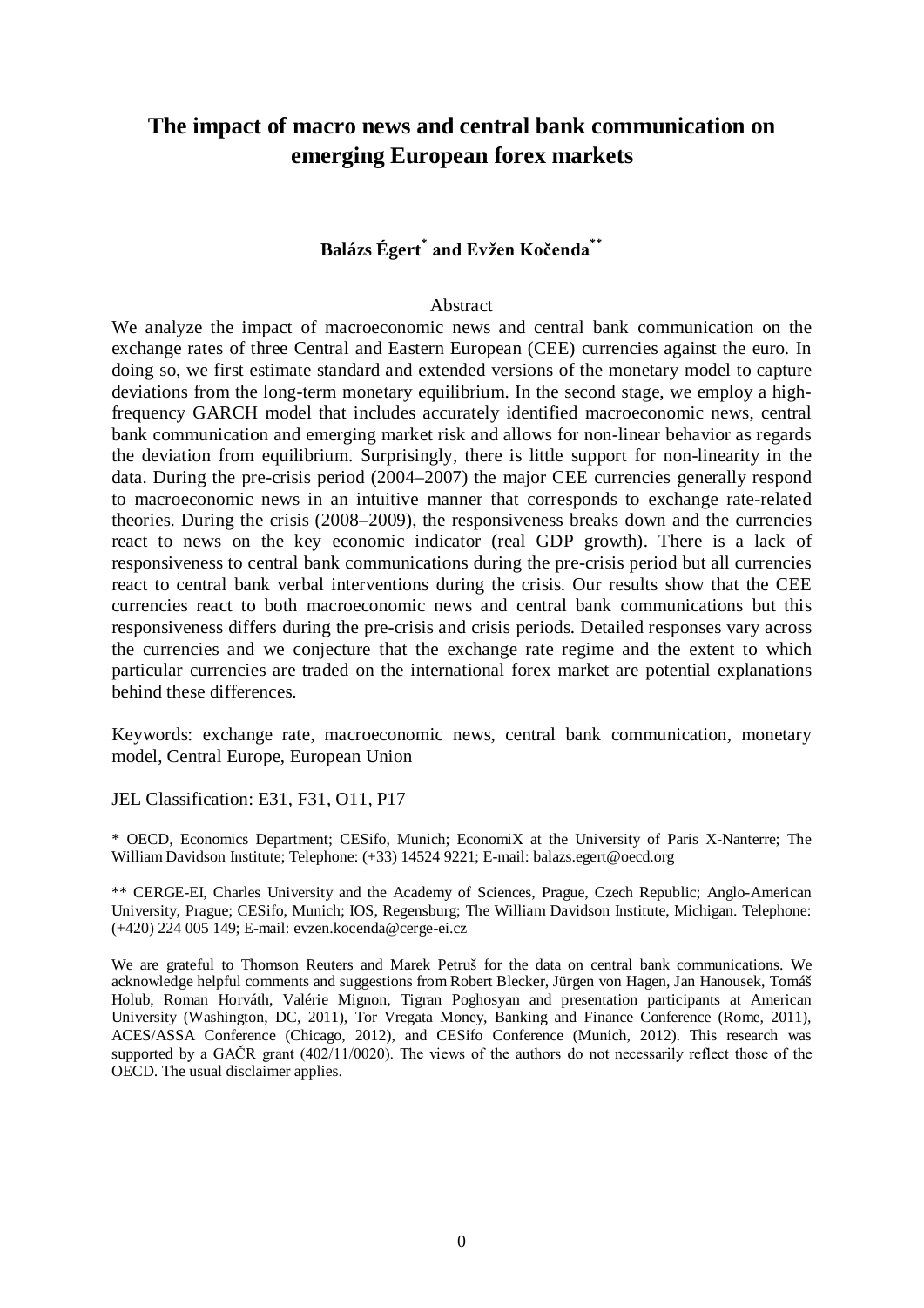# The impact of macro news and central bank communication on emerging European forex markets

**Balázs Égert[*] and Evžen Kočenda[**]**

Abstract

We analyze the impact of macroeconomic news and central bank communication on the exchange rates of three Central and Eastern European (CEE) currencies against the euro. In doing so, we first estimate standard and extended versions of the monetary model to capture deviations from the long-term monetary equilibrium. In the second stage, we employ a high-frequency GARCH model that includes accurately identified macroeconomic news, central bank communication and emerging market risk and allows for non-linear behavior as regards the deviation from equilibrium. Surprisingly, there is little support for non-linearity in the data. During the pre-crisis period (2004–2007) the major CEE currencies generally respond to macroeconomic news in an intuitive manner that corresponds to exchange rate-related theories. During the crisis (2008–2009), the responsiveness breaks down and the currencies react to news on the key economic indicator (real GDP growth). There is a lack of responsiveness to central bank communications during the pre-crisis period but all currencies react to central bank verbal interventions during the crisis. Our results show that the CEE currencies react to both macroeconomic news and central bank communications but this responsiveness differs during the pre-crisis and crisis periods. Detailed responses vary across the currencies and we conjecture that the exchange rate regime and the extent to which particular currencies are traded on the international forex market are potential explanations behind these differences.

Keywords: exchange rate, macroeconomic news, central bank communication, monetary model, Central Europe, European Union

JEL Classification: E31, F31, O11, P17

[*] OECD, Economics Department; CESifo, Munich; EconomiX at the University of Paris X-Nanterre; The William Davidson Institute; Telephone: (+33) 14524 9221; E-mail: balazs.egert@oecd.org

[**] CERGE-EI, Charles University and the Academy of Sciences, Prague, Czech Republic; Anglo-American University, Prague; CESifo, Munich; IOS, Regensburg; The William Davidson Institute, Michigan. Telephone: (+420) 224 005 149; E-mail: evzen.kocenda@cerge-ei.cz

We are grateful to Thomson Reuters and Marek Petruš for the data on central bank communications. We acknowledge helpful comments and suggestions from Robert Blecker, Jürgen von Hagen, Jan Hanousek, Tomáš Holub, Roman Horváth, Valérie Mignon, Tigran Poghosyan and presentation participants at American University (Washington, DC, 2011), Tor Vregata Money, Banking and Finance Conference (Rome, 2011), ACES/ASSA Conference (Chicago, 2012), and CESifo Conference (Munich, 2012). This research was supported by a GAČR grant (402/11/0020). The views of the authors do not necessarily reflect those of the OECD. The usual disclaimer applies.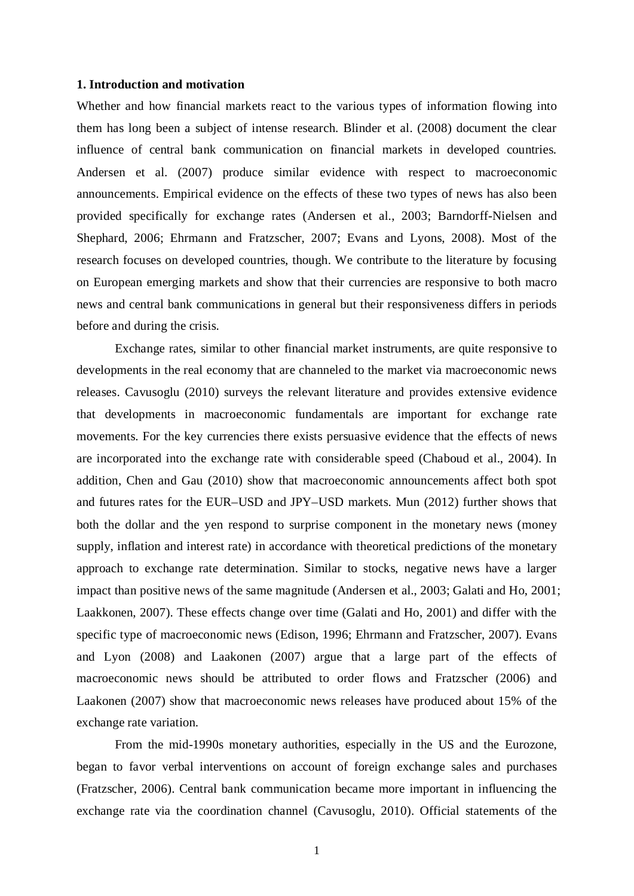### 1. Introduction and motivation

Whether and how financial markets react to the various types of information flowing into them has long been a subject of intense research. Blinder et al. (2008) document the clear influence of central bank communication on financial markets in developed countries. Andersen et al. (2007) produce similar evidence with respect to macroeconomic announcements. Empirical evidence on the effects of these two types of news has also been provided specifically for exchange rates (Andersen et al., 2003; Barndorff-Nielsen and Shephard, 2006; Ehrmann and Fratzscher, 2007; Evans and Lyons, 2008). Most of the research focuses on developed countries, though. We contribute to the literature by focusing on European emerging markets and show that their currencies are responsive to both macro news and central bank communications in general but their responsiveness differs in periods before and during the crisis.

Exchange rates, similar to other financial market instruments, are quite responsive to developments in the real economy that are channeled to the market via macroeconomic news releases. Cavusoglu (2010) surveys the relevant literature and provides extensive evidence that developments in macroeconomic fundamentals are important for exchange rate movements. For the key currencies there exists persuasive evidence that the effects of news are incorporated into the exchange rate with considerable speed (Chaboud et al., 2004). In addition, Chen and Gau (2010) show that macroeconomic announcements affect both spot and futures rates for the EUR–USD and JPY–USD markets. Mun (2012) further shows that both the dollar and the yen respond to surprise component in the monetary news (money supply, inflation and interest rate) in accordance with theoretical predictions of the monetary approach to exchange rate determination. Similar to stocks, negative news have a larger impact than positive news of the same magnitude (Andersen et al., 2003; Galati and Ho, 2001; Laakkonen, 2007). These effects change over time (Galati and Ho, 2001) and differ with the specific type of macroeconomic news (Edison, 1996; Ehrmann and Fratzscher, 2007). Evans and Lyon (2008) and Laakonen (2007) argue that a large part of the effects of macroeconomic news should be attributed to order flows and Fratzscher (2006) and Laakonen (2007) show that macroeconomic news releases have produced about 15% of the exchange rate variation.

From the mid-1990s monetary authorities, especially in the US and the Eurozone, began to favor verbal interventions on account of foreign exchange sales and purchases (Fratzscher, 2006). Central bank communication became more important in influencing the exchange rate via the coordination channel (Cavusoglu, 2010). Official statements of the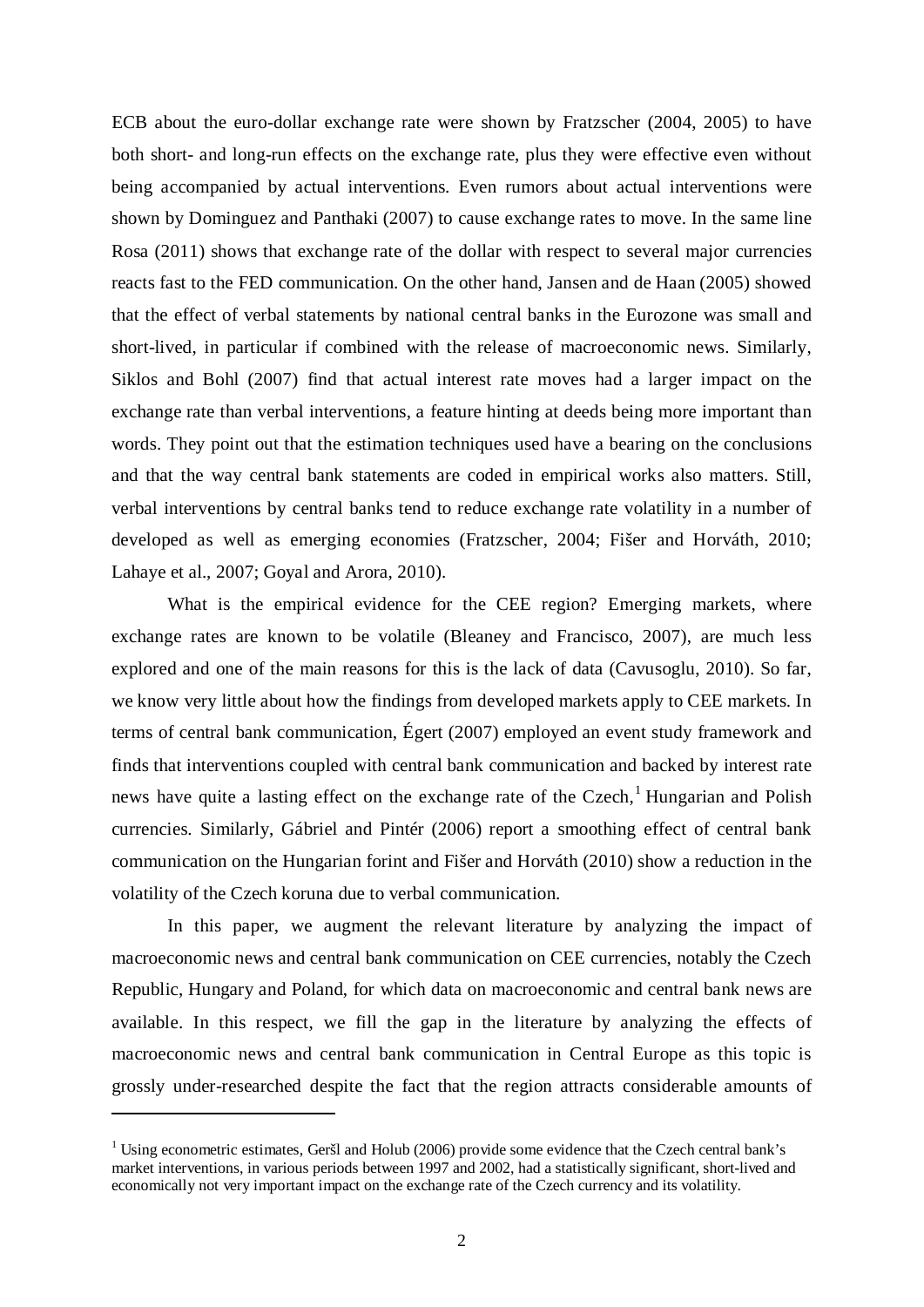ECB about the euro-dollar exchange rate were shown by Fratzscher (2004, 2005) to have both short- and long-run effects on the exchange rate, plus they were effective even without being accompanied by actual interventions. Even rumors about actual interventions were shown by Dominguez and Panthaki (2007) to cause exchange rates to move. In the same line Rosa (2011) shows that exchange rate of the dollar with respect to several major currencies reacts fast to the FED communication. On the other hand, Jansen and de Haan (2005) showed that the effect of verbal statements by national central banks in the Eurozone was small and short-lived, in particular if combined with the release of macroeconomic news. Similarly, Siklos and Bohl (2007) find that actual interest rate moves had a larger impact on the exchange rate than verbal interventions, a feature hinting at deeds being more important than words. They point out that the estimation techniques used have a bearing on the conclusions and that the way central bank statements are coded in empirical works also matters. Still, verbal interventions by central banks tend to reduce exchange rate volatility in a number of developed as well as emerging economies (Fratzscher, 2004; Fišer and Horváth, 2010; Lahaye et al., 2007; Goyal and Arora, 2010).

What is the empirical evidence for the CEE region? Emerging markets, where exchange rates are known to be volatile (Bleaney and Francisco, 2007), are much less explored and one of the main reasons for this is the lack of data (Cavusoglu, 2010). So far, we know very little about how the findings from developed markets apply to CEE markets. In terms of central bank communication, Égert (2007) employed an event study framework and finds that interventions coupled with central bank communication and backed by interest rate news have quite a lasting effect on the exchange rate of the Czech,[1] Hungarian and Polish currencies. Similarly, Gábriel and Pintér (2006) report a smoothing effect of central bank communication on the Hungarian forint and Fišer and Horváth (2010) show a reduction in the volatility of the Czech koruna due to verbal communication.

In this paper, we augment the relevant literature by analyzing the impact of macroeconomic news and central bank communication on CEE currencies, notably the Czech Republic, Hungary and Poland, for which data on macroeconomic and central bank news are available. In this respect, we fill the gap in the literature by analyzing the effects of macroeconomic news and central bank communication in Central Europe as this topic is grossly under-researched despite the fact that the region attracts considerable amounts of

[1] Using econometric estimates, Geršl and Holub (2006) provide some evidence that the Czech central bank's market interventions, in various periods between 1997 and 2002, had a statistically significant, short-lived and economically not very important impact on the exchange rate of the Czech currency and its volatility.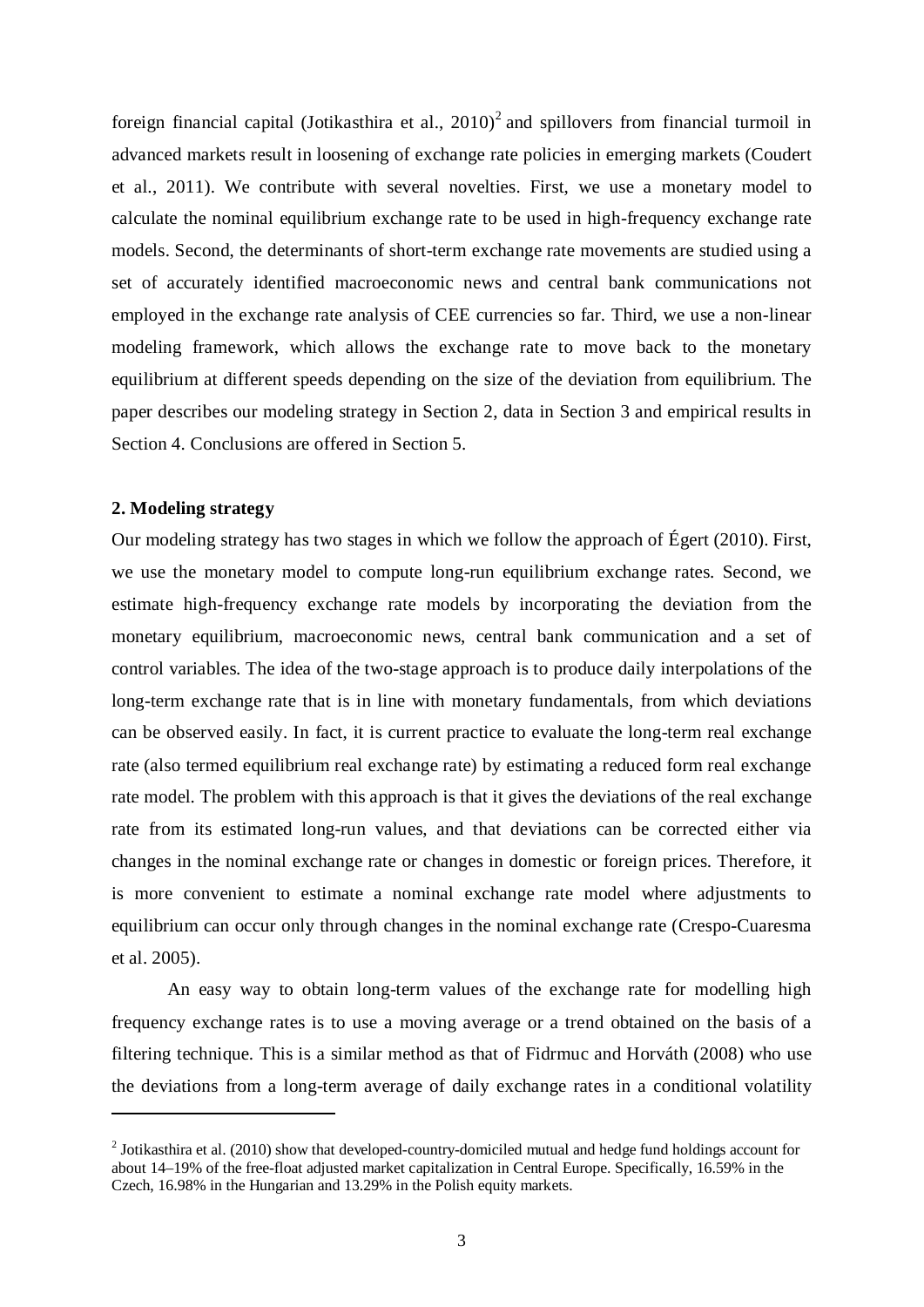foreign financial capital (Jotikasthira et al., 2010)[2] and spillovers from financial turmoil in advanced markets result in loosening of exchange rate policies in emerging markets (Coudert et al., 2011). We contribute with several novelties. First, we use a monetary model to calculate the nominal equilibrium exchange rate to be used in high-frequency exchange rate models. Second, the determinants of short-term exchange rate movements are studied using a set of accurately identified macroeconomic news and central bank communications not employed in the exchange rate analysis of CEE currencies so far. Third, we use a non-linear modeling framework, which allows the exchange rate to move back to the monetary equilibrium at different speeds depending on the size of the deviation from equilibrium. The paper describes our modeling strategy in Section 2, data in Section 3 and empirical results in Section 4. Conclusions are offered in Section 5.

## 2. Modeling strategy

Our modeling strategy has two stages in which we follow the approach of Égert (2010). First, we use the monetary model to compute long-run equilibrium exchange rates. Second, we estimate high-frequency exchange rate models by incorporating the deviation from the monetary equilibrium, macroeconomic news, central bank communication and a set of control variables. The idea of the two-stage approach is to produce daily interpolations of the long-term exchange rate that is in line with monetary fundamentals, from which deviations can be observed easily. In fact, it is current practice to evaluate the long-term real exchange rate (also termed equilibrium real exchange rate) by estimating a reduced form real exchange rate model. The problem with this approach is that it gives the deviations of the real exchange rate from its estimated long-run values, and that deviations can be corrected either via changes in the nominal exchange rate or changes in domestic or foreign prices. Therefore, it is more convenient to estimate a nominal exchange rate model where adjustments to equilibrium can occur only through changes in the nominal exchange rate (Crespo-Cuaresma et al. 2005).

An easy way to obtain long-term values of the exchange rate for modelling high frequency exchange rates is to use a moving average or a trend obtained on the basis of a filtering technique. This is a similar method as that of Fidrmuc and Horváth (2008) who use the deviations from a long-term average of daily exchange rates in a conditional volatility

[2] Jotikasthira et al. (2010) show that developed-country-domiciled mutual and hedge fund holdings account for about 14–19% of the free-float adjusted market capitalization in Central Europe. Specifically, 16.59% in the Czech, 16.98% in the Hungarian and 13.29% in the Polish equity markets.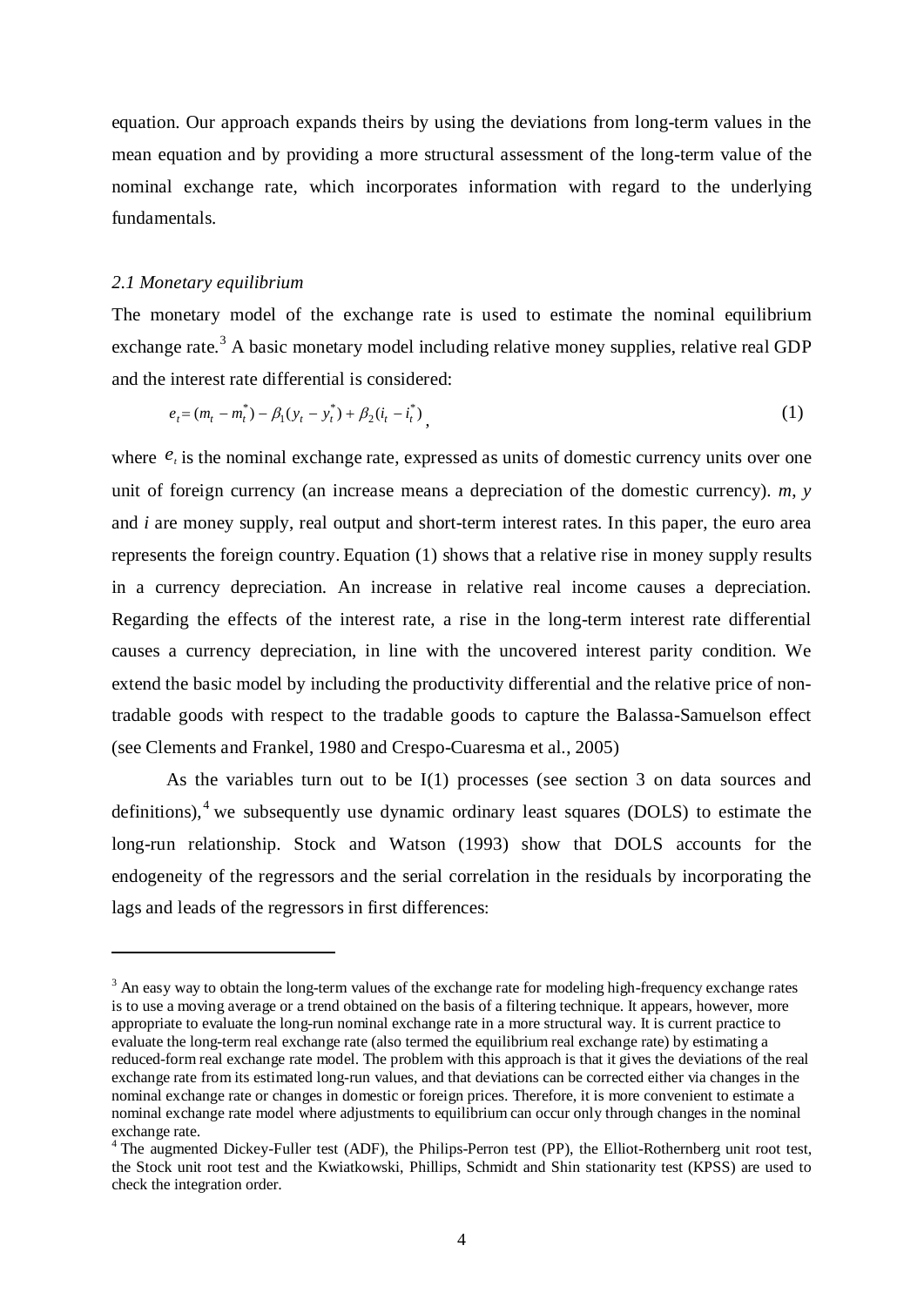equation. Our approach expands theirs by using the deviations from long-term values in the mean equation and by providing a more structural assessment of the long-term value of the nominal exchange rate, which incorporates information with regard to the underlying fundamentals.

### *2.1 Monetary equilibrium*

The monetary model of the exchange rate is used to estimate the nominal equilibrium exchange rate.[3] A basic monetary model including relative money supplies, relative real GDP and the interest rate differential is considered:

$$e_t = (m_t - m_t^*) - \beta_1(y_t - y_t^*) + \beta_2(i_t - i_t^*) \, , \tag{1}$$

where $e_t$ is the nominal exchange rate, expressed as units of domestic currency units over one unit of foreign currency (an increase means a depreciation of the domestic currency). *m*, *y* and *i* are money supply, real output and short-term interest rates. In this paper, the euro area represents the foreign country. Equation (1) shows that a relative rise in money supply results in a currency depreciation. An increase in relative real income causes a depreciation. Regarding the effects of the interest rate, a rise in the long-term interest rate differential causes a currency depreciation, in line with the uncovered interest parity condition. We extend the basic model by including the productivity differential and the relative price of non-tradable goods with respect to the tradable goods to capture the Balassa-Samuelson effect (see Clements and Frankel, 1980 and Crespo-Cuaresma et al., 2005)

As the variables turn out to be I(1) processes (see section 3 on data sources and definitions),[4] we subsequently use dynamic ordinary least squares (DOLS) to estimate the long-run relationship. Stock and Watson (1993) show that DOLS accounts for the endogeneity of the regressors and the serial correlation in the residuals by incorporating the lags and leads of the regressors in first differences:

---

[3] An easy way to obtain the long-term values of the exchange rate for modeling high-frequency exchange rates is to use a moving average or a trend obtained on the basis of a filtering technique. It appears, however, more appropriate to evaluate the long-run nominal exchange rate in a more structural way. It is current practice to evaluate the long-term real exchange rate (also termed the equilibrium real exchange rate) by estimating a reduced-form real exchange rate model. The problem with this approach is that it gives the deviations of the real exchange rate from its estimated long-run values, and that deviations can be corrected either via changes in the nominal exchange rate or changes in domestic or foreign prices. Therefore, it is more convenient to estimate a nominal exchange rate model where adjustments to equilibrium can occur only through changes in the nominal exchange rate.

[4] The augmented Dickey-Fuller test (ADF), the Philips-Perron test (PP), the Elliot-Rothernberg unit root test, the Stock unit root test and the Kwiatkowski, Phillips, Schmidt and Shin stationarity test (KPSS) are used to check the integration order.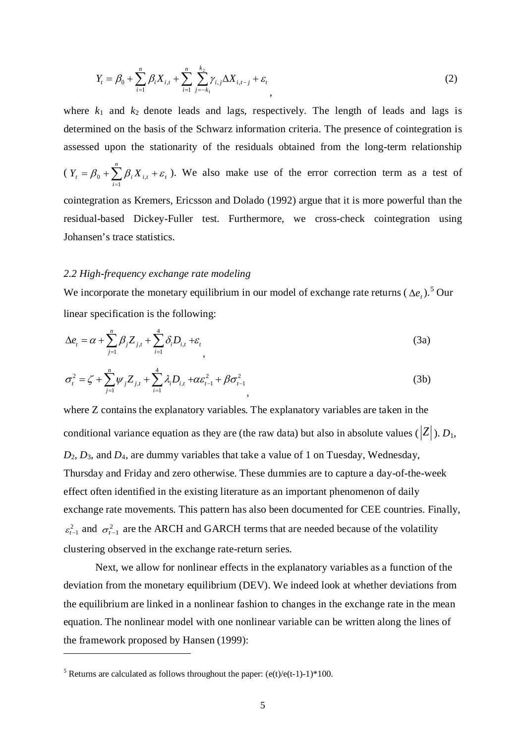$$Y_t = \beta_0 + \sum_{i=1}^{n} \beta_i X_{i,t} + \sum_{i=1}^{n} \sum_{j=-k_1}^{k_2} \gamma_{i,j} \Delta X_{i,t-j} + \varepsilon_t \qquad (2)$$

where $k_1$ and $k_2$ denote leads and lags, respectively. The length of leads and lags is determined on the basis of the Schwarz information criteria. The presence of cointegration is assessed upon the stationarity of the residuals obtained from the long-term relationship ($Y_t = \beta_0 + \sum_{i=1}^{n} \beta_i X_{i,t} + \varepsilon_t$). We also make use of the error correction term as a test of cointegration as Kremers, Ericsson and Dolado (1992) argue that it is more powerful than the residual-based Dickey-Fuller test. Furthermore, we cross-check cointegration using Johansen's trace statistics.

### *2.2 High-frequency exchange rate modeling*

We incorporate the monetary equilibrium in our model of exchange rate returns ($\Delta e_t$).[5] Our linear specification is the following:

$$\Delta e_t = \alpha + \sum_{j=1}^{n} \beta_j Z_{j,t} + \sum_{i=1}^{4} \delta_i D_{i,t} + \varepsilon_t \qquad (3a)$$

$$\sigma_t^2 = \zeta + \sum_{j=1}^{n} \psi_j Z_{j,t} + \sum_{i=1}^{4} \lambda_i D_{i,t} + \alpha \varepsilon_{t-1}^2 + \beta \sigma_{t-1}^2 \qquad (3b)$$

where Z contains the explanatory variables. The explanatory variables are taken in the conditional variance equation as they are (the raw data) but also in absolute values ($|Z|$). $D_1$, $D_2$, $D_3$, and $D_4$, are dummy variables that take a value of 1 on Tuesday, Wednesday, Thursday and Friday and zero otherwise. These dummies are to capture a day-of-the-week effect often identified in the existing literature as an important phenomenon of daily exchange rate movements. This pattern has also been documented for CEE countries. Finally, $\varepsilon_{t-1}^2$ and $\sigma_{t-1}^2$ are the ARCH and GARCH terms that are needed because of the volatility clustering observed in the exchange rate-return series.

Next, we allow for nonlinear effects in the explanatory variables as a function of the deviation from the monetary equilibrium (DEV). We indeed look at whether deviations from the equilibrium are linked in a nonlinear fashion to changes in the exchange rate in the mean equation. The nonlinear model with one nonlinear variable can be written along the lines of the framework proposed by Hansen (1999):

[5] Returns are calculated as follows throughout the paper: (e(t)/e(t-1)-1)*100.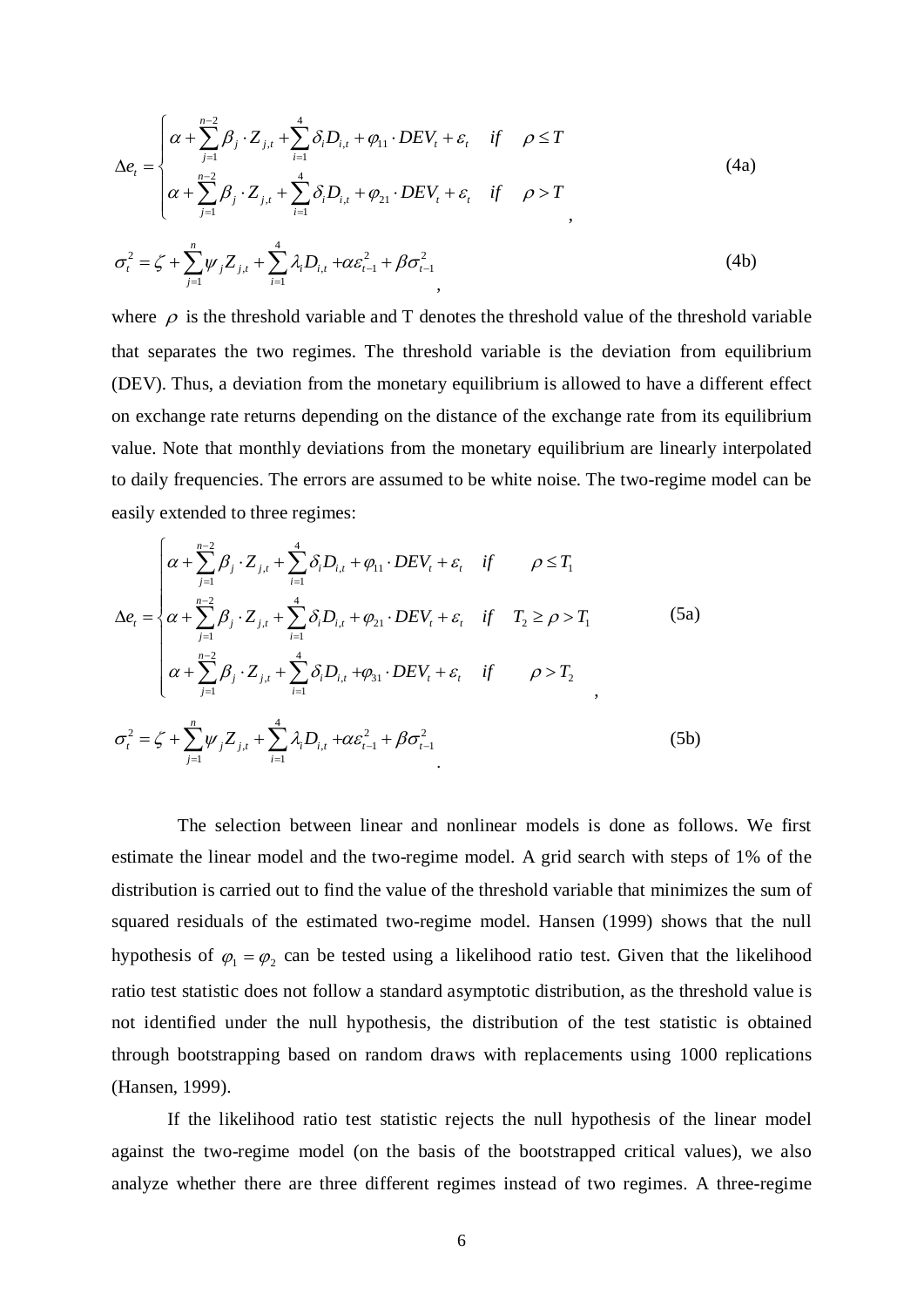$$\Delta e_t = \begin{cases} \alpha + \sum_{j=1}^{n-2} \beta_j \cdot Z_{j,t} + \sum_{i=1}^{4} \delta_i D_{i,t} + \varphi_{11} \cdot DEV_t + \varepsilon_t & if \quad \rho \leq T \\ \alpha + \sum_{j=1}^{n-2} \beta_j \cdot Z_{j,t} + \sum_{i=1}^{4} \delta_i D_{i,t} + \varphi_{21} \cdot DEV_t + \varepsilon_t & if \quad \rho > T \end{cases}, \tag{4a}$$

$$\sigma_t^2 = \zeta + \sum_{j=1}^{n} \psi_j Z_{j,t} + \sum_{i=1}^{4} \lambda_i D_{i,t} + \alpha \varepsilon_{t-1}^2 + \beta \sigma_{t-1}^2, \tag{4b}$$

where $\rho$ is the threshold variable and T denotes the threshold value of the threshold variable that separates the two regimes. The threshold variable is the deviation from equilibrium (DEV). Thus, a deviation from the monetary equilibrium is allowed to have a different effect on exchange rate returns depending on the distance of the exchange rate from its equilibrium value. Note that monthly deviations from the monetary equilibrium are linearly interpolated to daily frequencies. The errors are assumed to be white noise. The two-regime model can be easily extended to three regimes:

$$\Delta e_t = \begin{cases} \alpha + \sum_{j=1}^{n-2} \beta_j \cdot Z_{j,t} + \sum_{i=1}^{4} \delta_i D_{i,t} + \varphi_{11} \cdot DEV_t + \varepsilon_t & if \quad \rho \leq T_1 \\ \alpha + \sum_{j=1}^{n-2} \beta_j \cdot Z_{j,t} + \sum_{i=1}^{4} \delta_i D_{i,t} + \varphi_{21} \cdot DEV_t + \varepsilon_t & if \quad T_2 \geq \rho > T_1 \\ \alpha + \sum_{j=1}^{n-2} \beta_j \cdot Z_{j,t} + \sum_{i=1}^{4} \delta_i D_{i,t} + \varphi_{31} \cdot DEV_t + \varepsilon_t & if \quad \rho > T_2 \end{cases}, \tag{5a}$$

$$\sigma_t^2 = \zeta + \sum_{j=1}^{n} \psi_j Z_{j,t} + \sum_{i=1}^{4} \lambda_i D_{i,t} + \alpha \varepsilon_{t-1}^2 + \beta \sigma_{t-1}^2. \tag{5b}$$

The selection between linear and nonlinear models is done as follows. We first estimate the linear model and the two-regime model. A grid search with steps of 1% of the distribution is carried out to find the value of the threshold variable that minimizes the sum of squared residuals of the estimated two-regime model. Hansen (1999) shows that the null hypothesis of $\varphi_1 = \varphi_2$ can be tested using a likelihood ratio test. Given that the likelihood ratio test statistic does not follow a standard asymptotic distribution, as the threshold value is not identified under the null hypothesis, the distribution of the test statistic is obtained through bootstrapping based on random draws with replacements using 1000 replications (Hansen, 1999).

If the likelihood ratio test statistic rejects the null hypothesis of the linear model against the two-regime model (on the basis of the bootstrapped critical values), we also analyze whether there are three different regimes instead of two regimes. A three-regime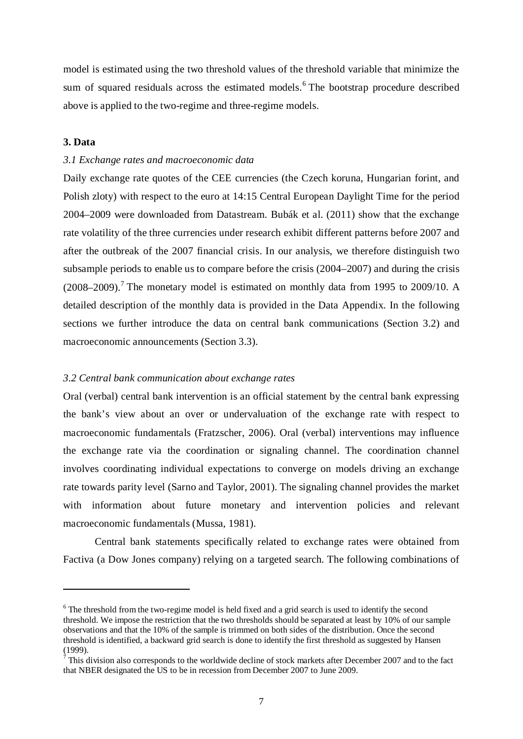model is estimated using the two threshold values of the threshold variable that minimize the sum of squared residuals across the estimated models.[6] The bootstrap procedure described above is applied to the two-regime and three-regime models.

## 3. Data

### *3.1 Exchange rates and macroeconomic data*

Daily exchange rate quotes of the CEE currencies (the Czech koruna, Hungarian forint, and Polish zloty) with respect to the euro at 14:15 Central European Daylight Time for the period 2004–2009 were downloaded from Datastream. Bubák et al. (2011) show that the exchange rate volatility of the three currencies under research exhibit different patterns before 2007 and after the outbreak of the 2007 financial crisis. In our analysis, we therefore distinguish two subsample periods to enable us to compare before the crisis (2004–2007) and during the crisis (2008–2009).[7] The monetary model is estimated on monthly data from 1995 to 2009/10. A detailed description of the monthly data is provided in the Data Appendix. In the following sections we further introduce the data on central bank communications (Section 3.2) and macroeconomic announcements (Section 3.3).

### *3.2 Central bank communication about exchange rates*

Oral (verbal) central bank intervention is an official statement by the central bank expressing the bank's view about an over or undervaluation of the exchange rate with respect to macroeconomic fundamentals (Fratzscher, 2006). Oral (verbal) interventions may influence the exchange rate via the coordination or signaling channel. The coordination channel involves coordinating individual expectations to converge on models driving an exchange rate towards parity level (Sarno and Taylor, 2001). The signaling channel provides the market with information about future monetary and intervention policies and relevant macroeconomic fundamentals (Mussa, 1981).

Central bank statements specifically related to exchange rates were obtained from Factiva (a Dow Jones company) relying on a targeted search. The following combinations of

---

[6] The threshold from the two-regime model is held fixed and a grid search is used to identify the second threshold. We impose the restriction that the two thresholds should be separated at least by 10% of our sample observations and that the 10% of the sample is trimmed on both sides of the distribution. Once the second threshold is identified, a backward grid search is done to identify the first threshold as suggested by Hansen (1999).

[7] This division also corresponds to the worldwide decline of stock markets after December 2007 and to the fact that NBER designated the US to be in recession from December 2007 to June 2009.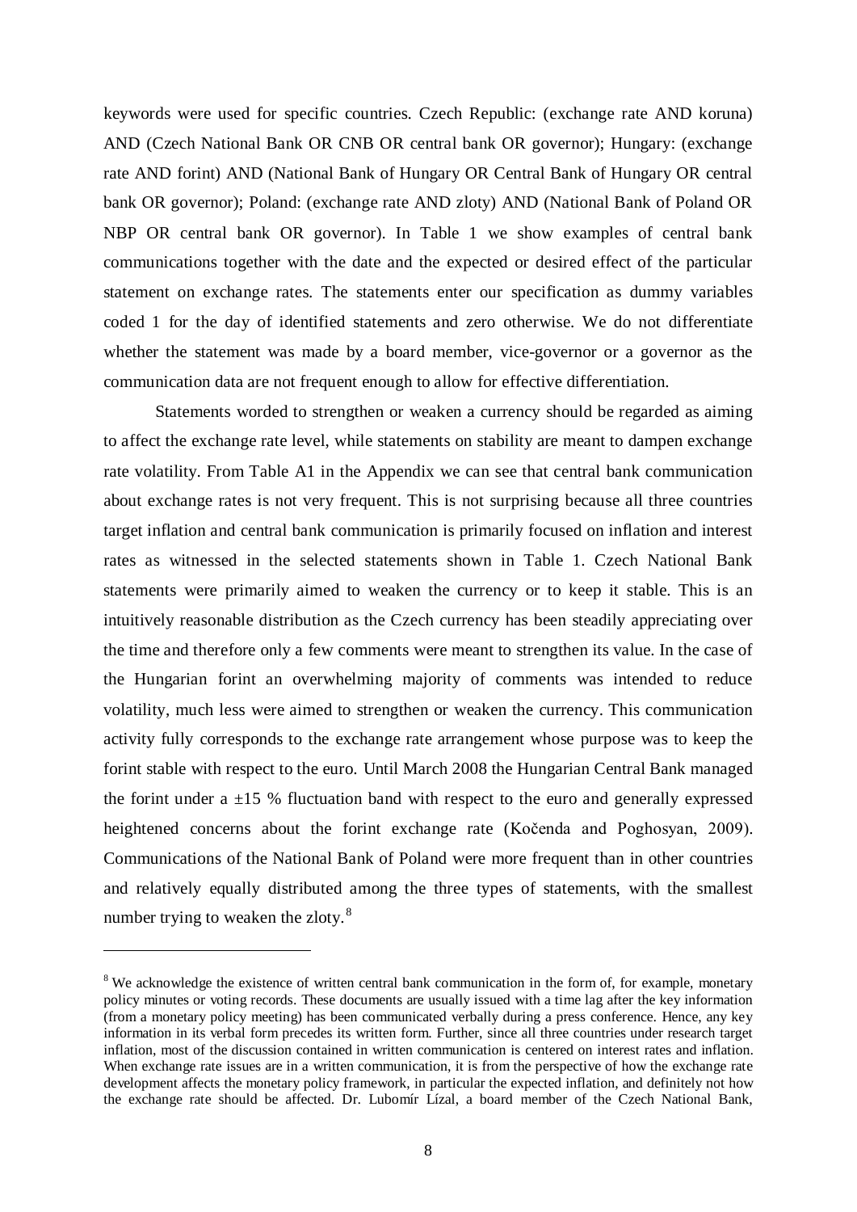keywords were used for specific countries. Czech Republic: (exchange rate AND koruna) AND (Czech National Bank OR CNB OR central bank OR governor); Hungary: (exchange rate AND forint) AND (National Bank of Hungary OR Central Bank of Hungary OR central bank OR governor); Poland: (exchange rate AND zloty) AND (National Bank of Poland OR NBP OR central bank OR governor). In Table 1 we show examples of central bank communications together with the date and the expected or desired effect of the particular statement on exchange rates. The statements enter our specification as dummy variables coded 1 for the day of identified statements and zero otherwise. We do not differentiate whether the statement was made by a board member, vice-governor or a governor as the communication data are not frequent enough to allow for effective differentiation.

Statements worded to strengthen or weaken a currency should be regarded as aiming to affect the exchange rate level, while statements on stability are meant to dampen exchange rate volatility. From Table A1 in the Appendix we can see that central bank communication about exchange rates is not very frequent. This is not surprising because all three countries target inflation and central bank communication is primarily focused on inflation and interest rates as witnessed in the selected statements shown in Table 1. Czech National Bank statements were primarily aimed to weaken the currency or to keep it stable. This is an intuitively reasonable distribution as the Czech currency has been steadily appreciating over the time and therefore only a few comments were meant to strengthen its value. In the case of the Hungarian forint an overwhelming majority of comments was intended to reduce volatility, much less were aimed to strengthen or weaken the currency. This communication activity fully corresponds to the exchange rate arrangement whose purpose was to keep the forint stable with respect to the euro. Until March 2008 the Hungarian Central Bank managed the forint under a ±15 % fluctuation band with respect to the euro and generally expressed heightened concerns about the forint exchange rate (Kočenda and Poghosyan, 2009). Communications of the National Bank of Poland were more frequent than in other countries and relatively equally distributed among the three types of statements, with the smallest number trying to weaken the zloty.[8]

---

[8] We acknowledge the existence of written central bank communication in the form of, for example, monetary policy minutes or voting records. These documents are usually issued with a time lag after the key information (from a monetary policy meeting) has been communicated verbally during a press conference. Hence, any key information in its verbal form precedes its written form. Further, since all three countries under research target inflation, most of the discussion contained in written communication is centered on interest rates and inflation. When exchange rate issues are in a written communication, it is from the perspective of how the exchange rate development affects the monetary policy framework, in particular the expected inflation, and definitely not how the exchange rate should be affected. Dr. Lubomír Lízal, a board member of the Czech National Bank,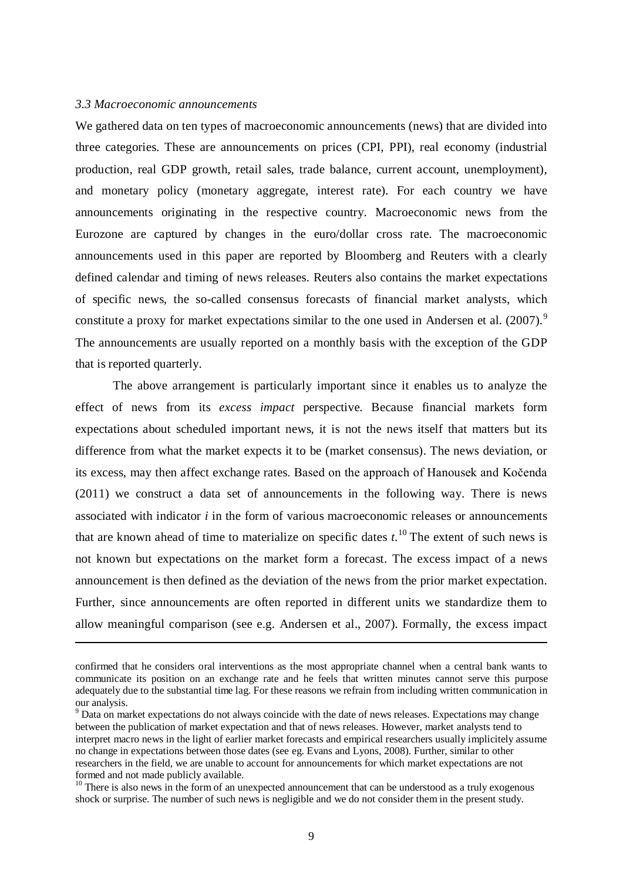*3.3 Macroeconomic announcements*

We gathered data on ten types of macroeconomic announcements (news) that are divided into three categories. These are announcements on prices (CPI, PPI), real economy (industrial production, real GDP growth, retail sales, trade balance, current account, unemployment), and monetary policy (monetary aggregate, interest rate). For each country we have announcements originating in the respective country. Macroeconomic news from the Eurozone are captured by changes in the euro/dollar cross rate. The macroeconomic announcements used in this paper are reported by Bloomberg and Reuters with a clearly defined calendar and timing of news releases. Reuters also contains the market expectations of specific news, the so-called consensus forecasts of financial market analysts, which constitute a proxy for market expectations similar to the one used in Andersen et al. (2007).[9] The announcements are usually reported on a monthly basis with the exception of the GDP that is reported quarterly.

The above arrangement is particularly important since it enables us to analyze the effect of news from its *excess impact* perspective. Because financial markets form expectations about scheduled important news, it is not the news itself that matters but its difference from what the market expects it to be (market consensus). The news deviation, or its excess, may then affect exchange rates. Based on the approach of Hanousek and Kočenda (2011) we construct a data set of announcements in the following way. There is news associated with indicator $i$ in the form of various macroeconomic releases or announcements that are known ahead of time to materialize on specific dates $t$.[10] The extent of such news is not known but expectations on the market form a forecast. The excess impact of a news announcement is then defined as the deviation of the news from the prior market expectation. Further, since announcements are often reported in different units we standardize them to allow meaningful comparison (see e.g. Andersen et al., 2007). Formally, the excess impact

---

confirmed that he considers oral interventions as the most appropriate channel when a central bank wants to communicate its position on an exchange rate and he feels that written minutes cannot serve this purpose adequately due to the substantial time lag. For these reasons we refrain from including written communication in our analysis.

[9] Data on market expectations do not always coincide with the date of news releases. Expectations may change between the publication of market expectation and that of news releases. However, market analysts tend to interpret macro news in the light of earlier market forecasts and empirical researchers usually implicitely assume no change in expectations between those dates (see eg. Evans and Lyons, 2008). Further, similar to other researchers in the field, we are unable to account for announcements for which market expectations are not formed and not made publicly available.

[10] There is also news in the form of an unexpected announcement that can be understood as a truly exogenous shock or surprise. The number of such news is negligible and we do not consider them in the present study.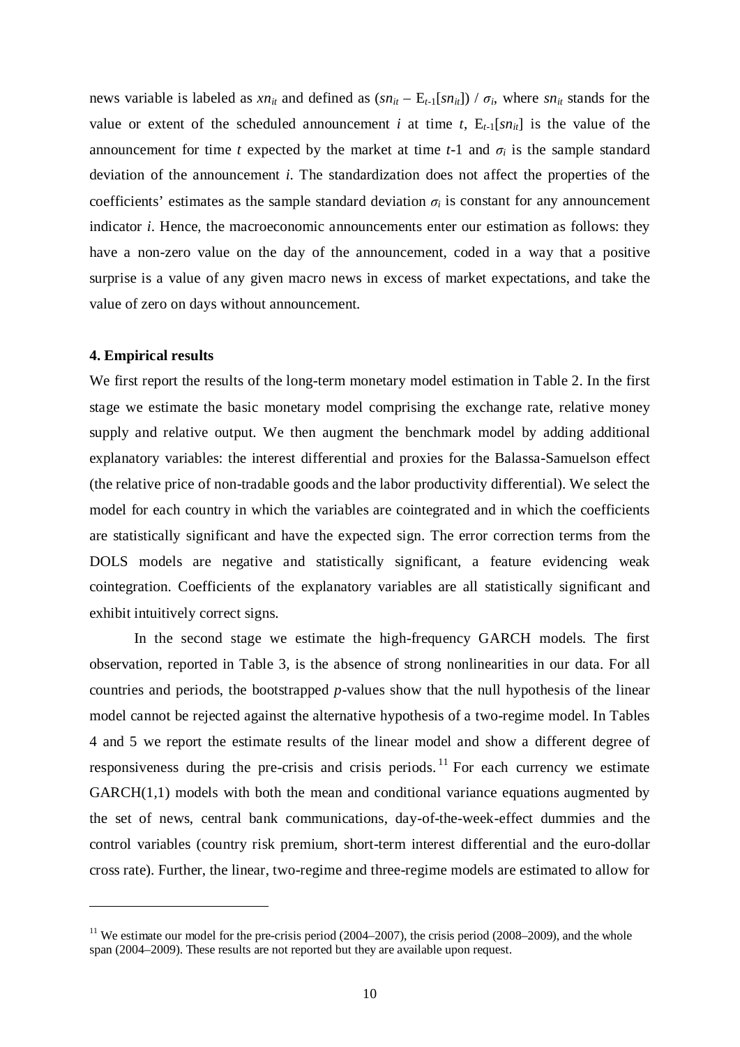news variable is labeled as $xn_{it}$ and defined as $(sn_{it} - E_{t-1}[sn_{it}]) / \sigma_i$, where $sn_{it}$ stands for the value or extent of the scheduled announcement $i$ at time $t$, $E_{t-1}[sn_{it}]$ is the value of the announcement for time $t$ expected by the market at time $t$-1 and $\sigma_i$ is the sample standard deviation of the announcement $i$. The standardization does not affect the properties of the coefficients' estimates as the sample standard deviation $\sigma_i$ is constant for any announcement indicator $i$. Hence, the macroeconomic announcements enter our estimation as follows: they have a non-zero value on the day of the announcement, coded in a way that a positive surprise is a value of any given macro news in excess of market expectations, and take the value of zero on days without announcement.

## 4. Empirical results

We first report the results of the long-term monetary model estimation in Table 2. In the first stage we estimate the basic monetary model comprising the exchange rate, relative money supply and relative output. We then augment the benchmark model by adding additional explanatory variables: the interest differential and proxies for the Balassa-Samuelson effect (the relative price of non-tradable goods and the labor productivity differential). We select the model for each country in which the variables are cointegrated and in which the coefficients are statistically significant and have the expected sign. The error correction terms from the DOLS models are negative and statistically significant, a feature evidencing weak cointegration. Coefficients of the explanatory variables are all statistically significant and exhibit intuitively correct signs.

In the second stage we estimate the high-frequency GARCH models. The first observation, reported in Table 3, is the absence of strong nonlinearities in our data. For all countries and periods, the bootstrapped $p$-values show that the null hypothesis of the linear model cannot be rejected against the alternative hypothesis of a two-regime model. In Tables 4 and 5 we report the estimate results of the linear model and show a different degree of responsiveness during the pre-crisis and crisis periods.[11] For each currency we estimate GARCH(1,1) models with both the mean and conditional variance equations augmented by the set of news, central bank communications, day-of-the-week-effect dummies and the control variables (country risk premium, short-term interest differential and the euro-dollar cross rate). Further, the linear, two-regime and three-regime models are estimated to allow for

[11] We estimate our model for the pre-crisis period (2004–2007), the crisis period (2008–2009), and the whole span (2004–2009). These results are not reported but they are available upon request.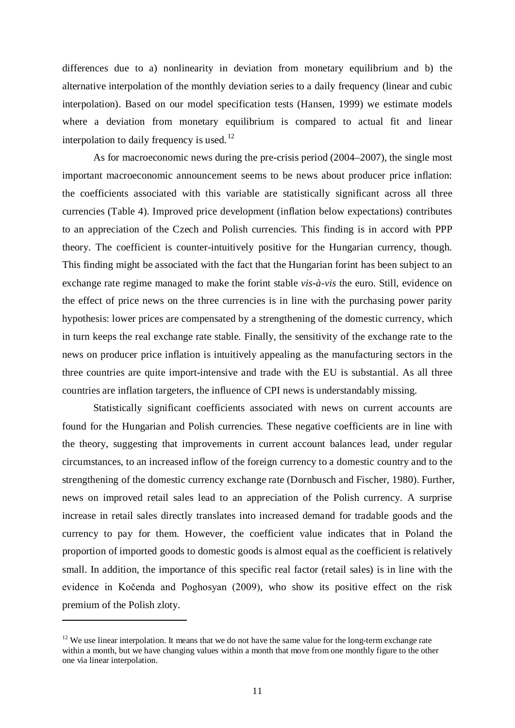differences due to a) nonlinearity in deviation from monetary equilibrium and b) the alternative interpolation of the monthly deviation series to a daily frequency (linear and cubic interpolation). Based on our model specification tests (Hansen, 1999) we estimate models where a deviation from monetary equilibrium is compared to actual fit and linear interpolation to daily frequency is used.[12]

As for macroeconomic news during the pre-crisis period (2004–2007), the single most important macroeconomic announcement seems to be news about producer price inflation: the coefficients associated with this variable are statistically significant across all three currencies (Table 4). Improved price development (inflation below expectations) contributes to an appreciation of the Czech and Polish currencies. This finding is in accord with PPP theory. The coefficient is counter-intuitively positive for the Hungarian currency, though. This finding might be associated with the fact that the Hungarian forint has been subject to an exchange rate regime managed to make the forint stable *vis-à-vis* the euro. Still, evidence on the effect of price news on the three currencies is in line with the purchasing power parity hypothesis: lower prices are compensated by a strengthening of the domestic currency, which in turn keeps the real exchange rate stable. Finally, the sensitivity of the exchange rate to the news on producer price inflation is intuitively appealing as the manufacturing sectors in the three countries are quite import-intensive and trade with the EU is substantial. As all three countries are inflation targeters, the influence of CPI news is understandably missing.

Statistically significant coefficients associated with news on current accounts are found for the Hungarian and Polish currencies. These negative coefficients are in line with the theory, suggesting that improvements in current account balances lead, under regular circumstances, to an increased inflow of the foreign currency to a domestic country and to the strengthening of the domestic currency exchange rate (Dornbusch and Fischer, 1980). Further, news on improved retail sales lead to an appreciation of the Polish currency. A surprise increase in retail sales directly translates into increased demand for tradable goods and the currency to pay for them. However, the coefficient value indicates that in Poland the proportion of imported goods to domestic goods is almost equal as the coefficient is relatively small. In addition, the importance of this specific real factor (retail sales) is in line with the evidence in Kočenda and Poghosyan (2009), who show its positive effect on the risk premium of the Polish zloty.

[12] We use linear interpolation. It means that we do not have the same value for the long-term exchange rate within a month, but we have changing values within a month that move from one monthly figure to the other one via linear interpolation.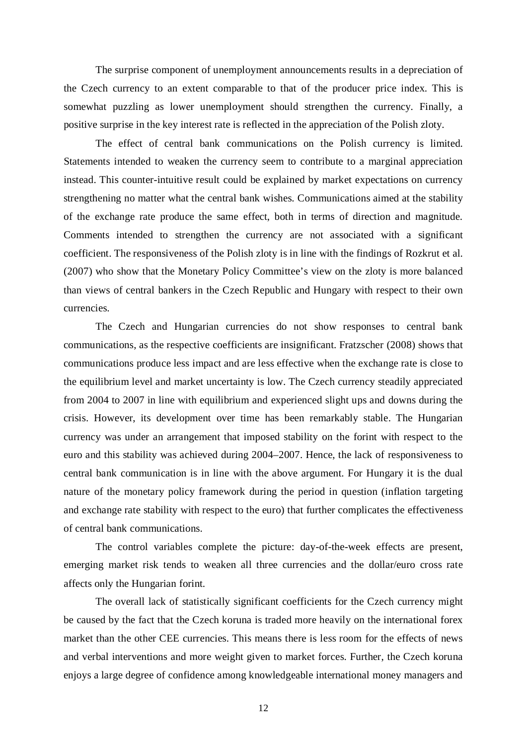The surprise component of unemployment announcements results in a depreciation of the Czech currency to an extent comparable to that of the producer price index. This is somewhat puzzling as lower unemployment should strengthen the currency. Finally, a positive surprise in the key interest rate is reflected in the appreciation of the Polish zloty.

The effect of central bank communications on the Polish currency is limited. Statements intended to weaken the currency seem to contribute to a marginal appreciation instead. This counter-intuitive result could be explained by market expectations on currency strengthening no matter what the central bank wishes. Communications aimed at the stability of the exchange rate produce the same effect, both in terms of direction and magnitude. Comments intended to strengthen the currency are not associated with a significant coefficient. The responsiveness of the Polish zloty is in line with the findings of Rozkrut et al. (2007) who show that the Monetary Policy Committee's view on the zloty is more balanced than views of central bankers in the Czech Republic and Hungary with respect to their own currencies.

The Czech and Hungarian currencies do not show responses to central bank communications, as the respective coefficients are insignificant. Fratzscher (2008) shows that communications produce less impact and are less effective when the exchange rate is close to the equilibrium level and market uncertainty is low. The Czech currency steadily appreciated from 2004 to 2007 in line with equilibrium and experienced slight ups and downs during the crisis. However, its development over time has been remarkably stable. The Hungarian currency was under an arrangement that imposed stability on the forint with respect to the euro and this stability was achieved during 2004–2007. Hence, the lack of responsiveness to central bank communication is in line with the above argument. For Hungary it is the dual nature of the monetary policy framework during the period in question (inflation targeting and exchange rate stability with respect to the euro) that further complicates the effectiveness of central bank communications.

The control variables complete the picture: day-of-the-week effects are present, emerging market risk tends to weaken all three currencies and the dollar/euro cross rate affects only the Hungarian forint.

The overall lack of statistically significant coefficients for the Czech currency might be caused by the fact that the Czech koruna is traded more heavily on the international forex market than the other CEE currencies. This means there is less room for the effects of news and verbal interventions and more weight given to market forces. Further, the Czech koruna enjoys a large degree of confidence among knowledgeable international money managers and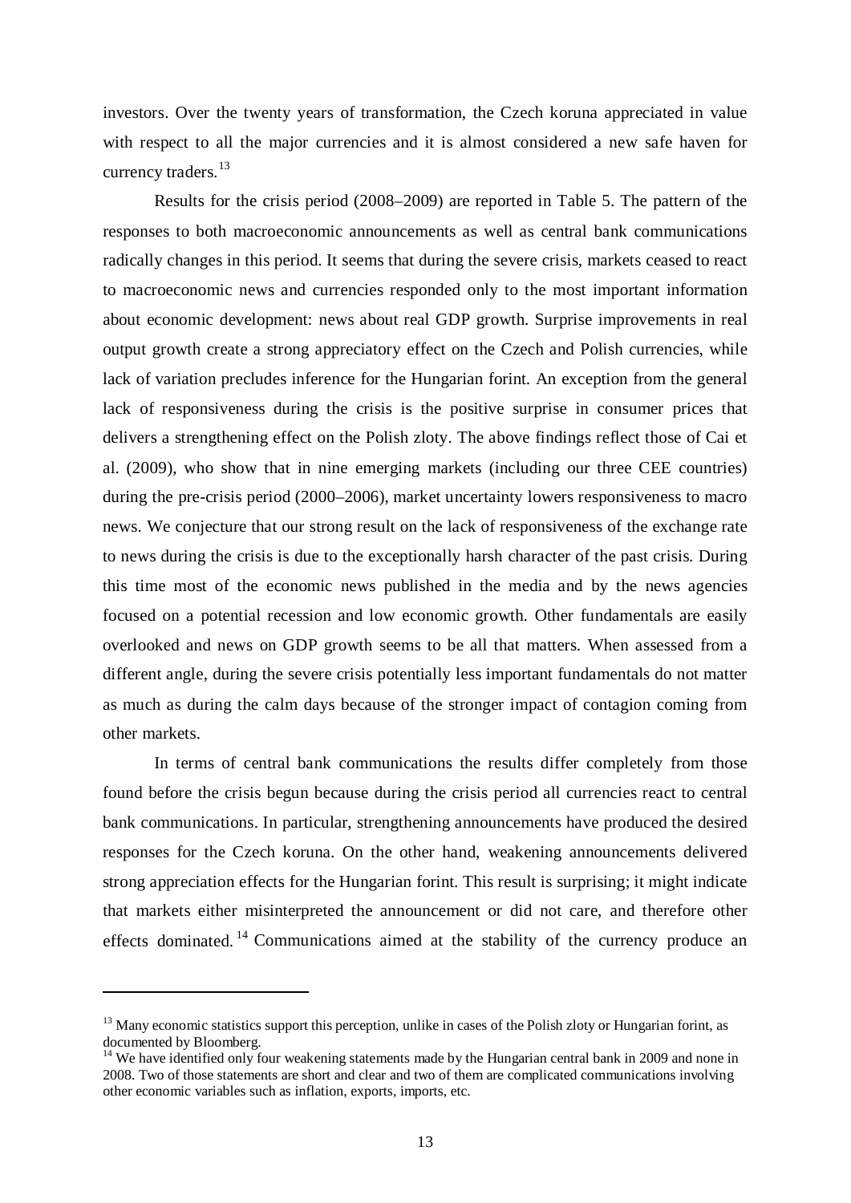investors. Over the twenty years of transformation, the Czech koruna appreciated in value with respect to all the major currencies and it is almost considered a new safe haven for currency traders.[13]

Results for the crisis period (2008–2009) are reported in Table 5. The pattern of the responses to both macroeconomic announcements as well as central bank communications radically changes in this period. It seems that during the severe crisis, markets ceased to react to macroeconomic news and currencies responded only to the most important information about economic development: news about real GDP growth. Surprise improvements in real output growth create a strong appreciatory effect on the Czech and Polish currencies, while lack of variation precludes inference for the Hungarian forint. An exception from the general lack of responsiveness during the crisis is the positive surprise in consumer prices that delivers a strengthening effect on the Polish zloty. The above findings reflect those of Cai et al. (2009), who show that in nine emerging markets (including our three CEE countries) during the pre-crisis period (2000–2006), market uncertainty lowers responsiveness to macro news. We conjecture that our strong result on the lack of responsiveness of the exchange rate to news during the crisis is due to the exceptionally harsh character of the past crisis. During this time most of the economic news published in the media and by the news agencies focused on a potential recession and low economic growth. Other fundamentals are easily overlooked and news on GDP growth seems to be all that matters. When assessed from a different angle, during the severe crisis potentially less important fundamentals do not matter as much as during the calm days because of the stronger impact of contagion coming from other markets.

In terms of central bank communications the results differ completely from those found before the crisis begun because during the crisis period all currencies react to central bank communications. In particular, strengthening announcements have produced the desired responses for the Czech koruna. On the other hand, weakening announcements delivered strong appreciation effects for the Hungarian forint. This result is surprising; it might indicate that markets either misinterpreted the announcement or did not care, and therefore other effects dominated.[14] Communications aimed at the stability of the currency produce an

---

[13] Many economic statistics support this perception, unlike in cases of the Polish zloty or Hungarian forint, as documented by Bloomberg.

[14] We have identified only four weakening statements made by the Hungarian central bank in 2009 and none in 2008. Two of those statements are short and clear and two of them are complicated communications involving other economic variables such as inflation, exports, imports, etc.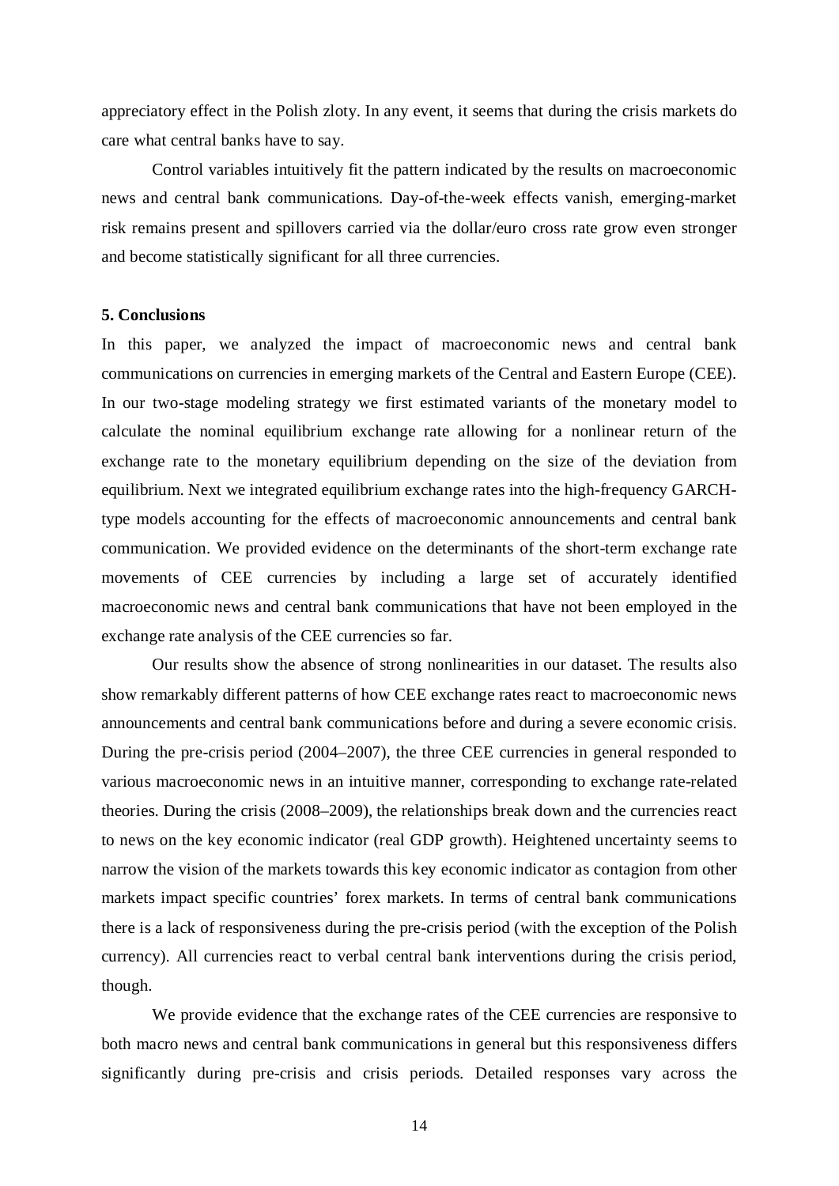appreciatory effect in the Polish zloty. In any event, it seems that during the crisis markets do care what central banks have to say.

Control variables intuitively fit the pattern indicated by the results on macroeconomic news and central bank communications. Day-of-the-week effects vanish, emerging-market risk remains present and spillovers carried via the dollar/euro cross rate grow even stronger and become statistically significant for all three currencies.

## 5. Conclusions

In this paper, we analyzed the impact of macroeconomic news and central bank communications on currencies in emerging markets of the Central and Eastern Europe (CEE). In our two-stage modeling strategy we first estimated variants of the monetary model to calculate the nominal equilibrium exchange rate allowing for a nonlinear return of the exchange rate to the monetary equilibrium depending on the size of the deviation from equilibrium. Next we integrated equilibrium exchange rates into the high-frequency GARCH-type models accounting for the effects of macroeconomic announcements and central bank communication. We provided evidence on the determinants of the short-term exchange rate movements of CEE currencies by including a large set of accurately identified macroeconomic news and central bank communications that have not been employed in the exchange rate analysis of the CEE currencies so far.

Our results show the absence of strong nonlinearities in our dataset. The results also show remarkably different patterns of how CEE exchange rates react to macroeconomic news announcements and central bank communications before and during a severe economic crisis. During the pre-crisis period (2004–2007), the three CEE currencies in general responded to various macroeconomic news in an intuitive manner, corresponding to exchange rate-related theories. During the crisis (2008–2009), the relationships break down and the currencies react to news on the key economic indicator (real GDP growth). Heightened uncertainty seems to narrow the vision of the markets towards this key economic indicator as contagion from other markets impact specific countries' forex markets. In terms of central bank communications there is a lack of responsiveness during the pre-crisis period (with the exception of the Polish currency). All currencies react to verbal central bank interventions during the crisis period, though.

We provide evidence that the exchange rates of the CEE currencies are responsive to both macro news and central bank communications in general but this responsiveness differs significantly during pre-crisis and crisis periods. Detailed responses vary across the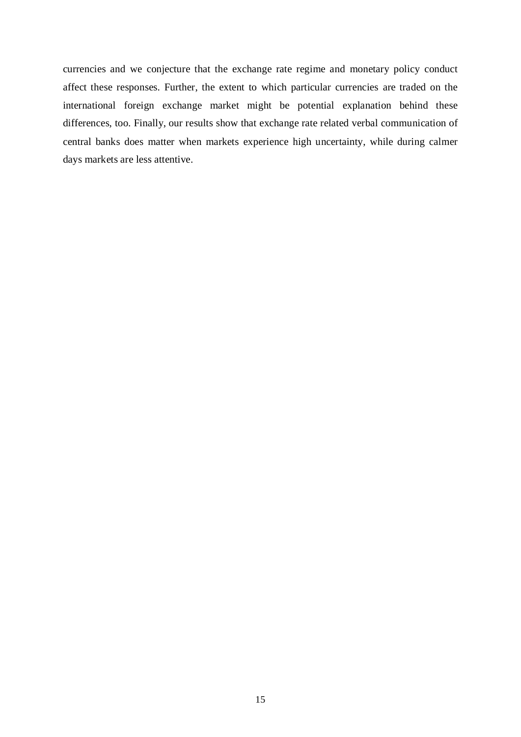currencies and we conjecture that the exchange rate regime and monetary policy conduct affect these responses. Further, the extent to which particular currencies are traded on the international foreign exchange market might be potential explanation behind these differences, too. Finally, our results show that exchange rate related verbal communication of central banks does matter when markets experience high uncertainty, while during calmer days markets are less attentive.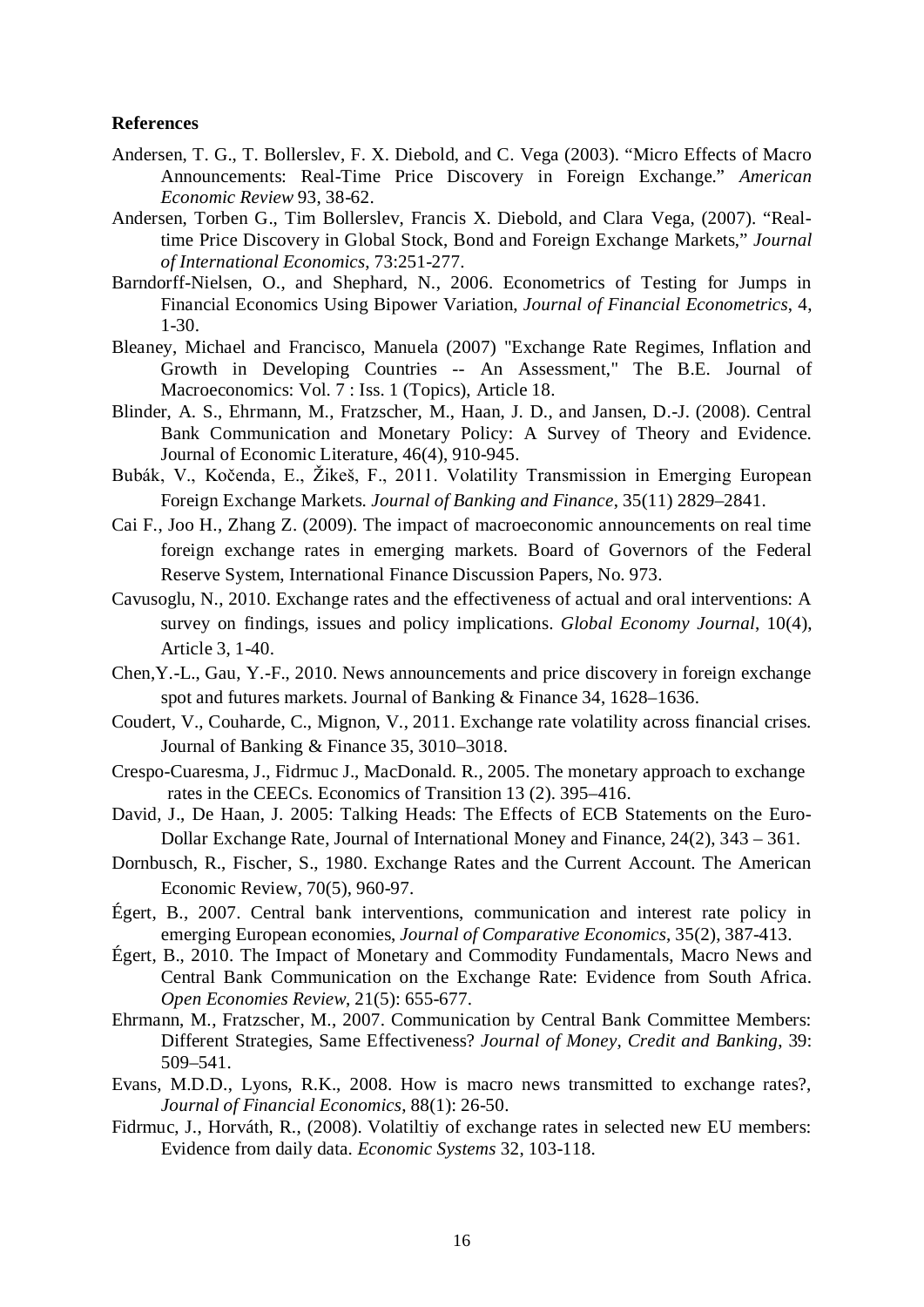**References**

Andersen, T. G., T. Bollerslev, F. X. Diebold, and C. Vega (2003). "Micro Effects of Macro Announcements: Real-Time Price Discovery in Foreign Exchange." *American Economic Review* 93, 38-62.

Andersen, Torben G., Tim Bollerslev, Francis X. Diebold, and Clara Vega, (2007). "Real-time Price Discovery in Global Stock, Bond and Foreign Exchange Markets," *Journal of International Economics*, 73:251-277.

Barndorff-Nielsen, O., and Shephard, N., 2006. Econometrics of Testing for Jumps in Financial Economics Using Bipower Variation, *Journal of Financial Econometrics*, 4, 1-30.

Bleaney, Michael and Francisco, Manuela (2007) "Exchange Rate Regimes, Inflation and Growth in Developing Countries -- An Assessment," The B.E. Journal of Macroeconomics: Vol. 7 : Iss. 1 (Topics), Article 18.

Blinder, A. S., Ehrmann, M., Fratzscher, M., Haan, J. D., and Jansen, D.-J. (2008). Central Bank Communication and Monetary Policy: A Survey of Theory and Evidence. Journal of Economic Literature, 46(4), 910-945.

Bubák, V., Kočenda, E., Žikeš, F., 2011. Volatility Transmission in Emerging European Foreign Exchange Markets. *Journal of Banking and Finance*, 35(11) 2829–2841.

Cai F., Joo H., Zhang Z. (2009). The impact of macroeconomic announcements on real time foreign exchange rates in emerging markets. Board of Governors of the Federal Reserve System, International Finance Discussion Papers, No. 973.

Cavusoglu, N., 2010. Exchange rates and the effectiveness of actual and oral interventions: A survey on findings, issues and policy implications. *Global Economy Journal*, 10(4), Article 3, 1-40.

Chen,Y.-L., Gau, Y.-F., 2010. News announcements and price discovery in foreign exchange spot and futures markets. Journal of Banking & Finance 34, 1628–1636.

Coudert, V., Couharde, C., Mignon, V., 2011. Exchange rate volatility across financial crises. Journal of Banking & Finance 35, 3010–3018.

Crespo-Cuaresma, J., Fidrmuc J., MacDonald. R., 2005. The monetary approach to exchange rates in the CEECs. Economics of Transition 13 (2). 395–416.

David, J., De Haan, J. 2005: Talking Heads: The Effects of ECB Statements on the Euro-Dollar Exchange Rate, Journal of International Money and Finance, 24(2), 343 – 361.

Dornbusch, R., Fischer, S., 1980. Exchange Rates and the Current Account. The American Economic Review, 70(5), 960-97.

Égert, B., 2007. Central bank interventions, communication and interest rate policy in emerging European economies, *Journal of Comparative Economics*, 35(2), 387-413.

Égert, B., 2010. The Impact of Monetary and Commodity Fundamentals, Macro News and Central Bank Communication on the Exchange Rate: Evidence from South Africa. *Open Economies Review*, 21(5): 655-677.

Ehrmann, M., Fratzscher, M., 2007. Communication by Central Bank Committee Members: Different Strategies, Same Effectiveness? *Journal of Money, Credit and Banking*, 39: 509–541.

Evans, M.D.D., Lyons, R.K., 2008. How is macro news transmitted to exchange rates?, *Journal of Financial Economics*, 88(1): 26-50.

Fidrmuc, J., Horváth, R., (2008). Volatiltiy of exchange rates in selected new EU members: Evidence from daily data. *Economic Systems* 32, 103-118.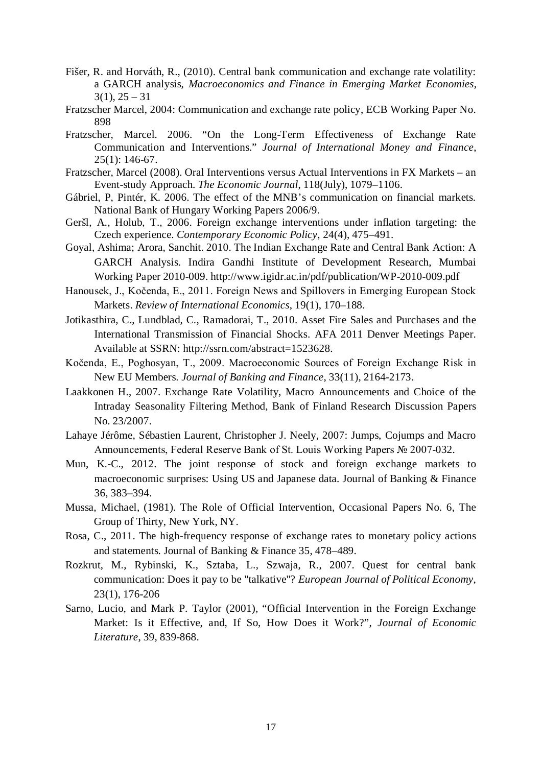Fišer, R. and Horváth, R., (2010). Central bank communication and exchange rate volatility: a GARCH analysis, *Macroeconomics and Finance in Emerging Market Economies*, 3(1), 25 – 31

Fratzscher Marcel, 2004: Communication and exchange rate policy, ECB Working Paper No. 898

Fratzscher, Marcel. 2006. "On the Long-Term Effectiveness of Exchange Rate Communication and Interventions." *Journal of International Money and Finance*, 25(1): 146-67.

Fratzscher, Marcel (2008). Oral Interventions versus Actual Interventions in FX Markets – an Event-study Approach. *The Economic Journal*, 118(July), 1079–1106.

Gábriel, P, Pintér, K. 2006. The effect of the MNB's communication on financial markets. National Bank of Hungary Working Papers 2006/9.

Geršl, A., Holub, T., 2006. Foreign exchange interventions under inflation targeting: the Czech experience. *Contemporary Economic Policy*, 24(4), 475–491.

Goyal, Ashima; Arora, Sanchit. 2010. The Indian Exchange Rate and Central Bank Action: A GARCH Analysis. Indira Gandhi Institute of Development Research, Mumbai Working Paper 2010-009. http://www.igidr.ac.in/pdf/publication/WP-2010-009.pdf

Hanousek, J., Kočenda, E., 2011. Foreign News and Spillovers in Emerging European Stock Markets. *Review of International Economics*, 19(1), 170–188.

Jotikasthira, C., Lundblad, C., Ramadorai, T., 2010. Asset Fire Sales and Purchases and the International Transmission of Financial Shocks. AFA 2011 Denver Meetings Paper. Available at SSRN: http://ssrn.com/abstract=1523628.

Kočenda, E., Poghosyan, T., 2009. Macroeconomic Sources of Foreign Exchange Risk in New EU Members. *Journal of Banking and Finance*, 33(11), 2164-2173.

Laakkonen H., 2007. Exchange Rate Volatility, Macro Announcements and Choice of the Intraday Seasonality Filtering Method, Bank of Finland Research Discussion Papers No. 23/2007.

Lahaye Jérôme, Sébastien Laurent, Christopher J. Neely, 2007: Jumps, Cojumps and Macro Announcements, Federal Reserve Bank of St. Louis Working Papers № 2007-032.

Mun, K.-C., 2012. The joint response of stock and foreign exchange markets to macroeconomic surprises: Using US and Japanese data. Journal of Banking & Finance 36, 383–394.

Mussa, Michael, (1981). The Role of Official Intervention, Occasional Papers No. 6, The Group of Thirty, New York, NY.

Rosa, C., 2011. The high-frequency response of exchange rates to monetary policy actions and statements. Journal of Banking & Finance 35, 478–489.

Rozkrut, M., Rybinski, K., Sztaba, L., Szwaja, R., 2007. Quest for central bank communication: Does it pay to be "talkative"? *European Journal of Political Economy*, 23(1), 176-206

Sarno, Lucio, and Mark P. Taylor (2001), "Official Intervention in the Foreign Exchange Market: Is it Effective, and, If So, How Does it Work?", *Journal of Economic Literature*, 39, 839-868.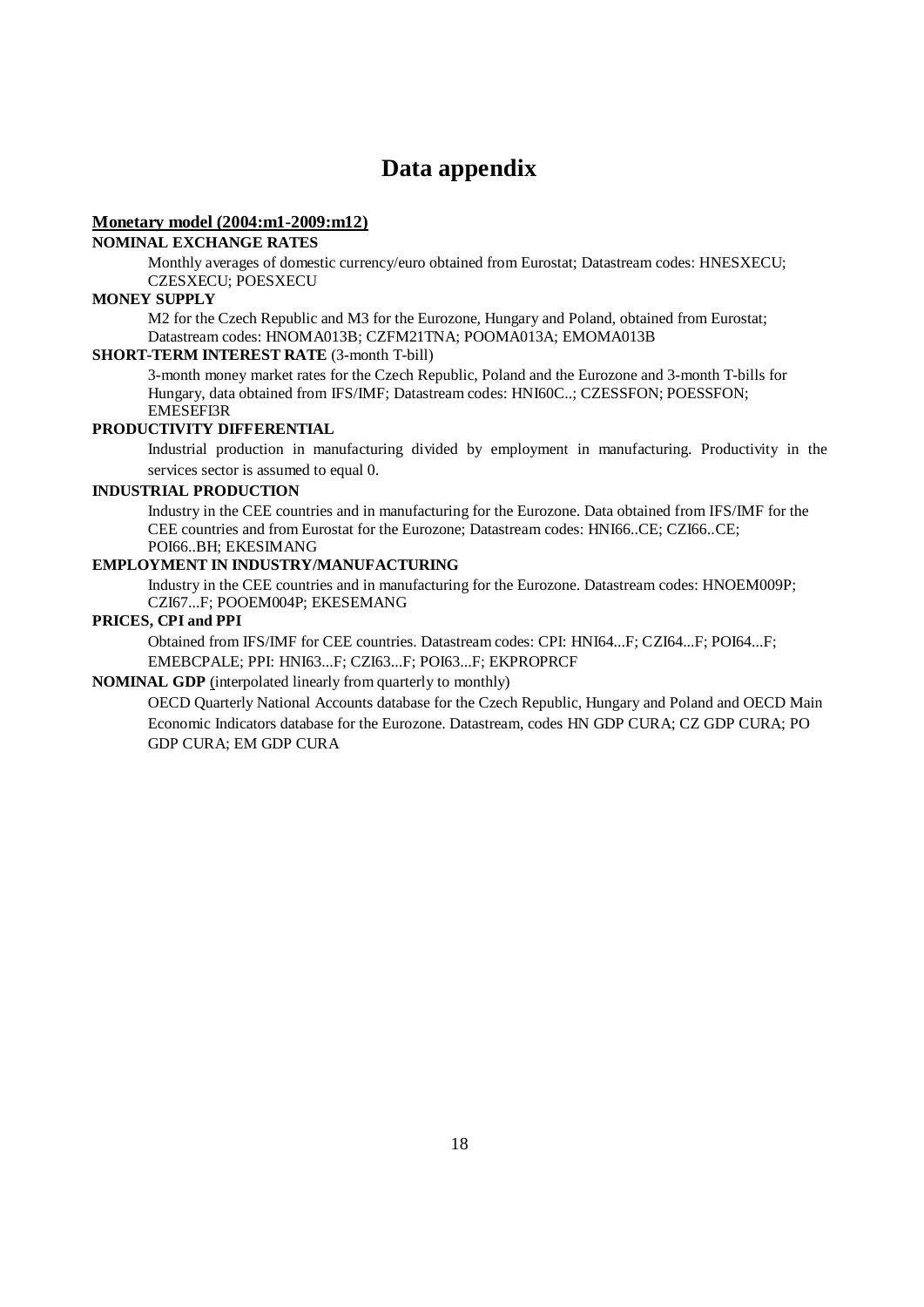# Data appendix

**Monetary model (2004:m1-2009:m12)**

**NOMINAL EXCHANGE RATES**

Monthly averages of domestic currency/euro obtained from Eurostat; Datastream codes: HNESXECU; CZESXECU; POESXECU

**MONEY SUPPLY**

M2 for the Czech Republic and M3 for the Eurozone, Hungary and Poland, obtained from Eurostat; Datastream codes: HNOMA013B; CZFM21TNA; POOMA013A; EMOMA013B

**SHORT-TERM INTEREST RATE** (3-month T-bill)

3-month money market rates for the Czech Republic, Poland and the Eurozone and 3-month T-bills for Hungary, data obtained from IFS/IMF; Datastream codes: HNI60C..; CZESSFON; POESSFON; EMESEFI3R

**PRODUCTIVITY DIFFERENTIAL**

Industrial production in manufacturing divided by employment in manufacturing. Productivity in the services sector is assumed to equal 0.

**INDUSTRIAL PRODUCTION**

Industry in the CEE countries and in manufacturing for the Eurozone. Data obtained from IFS/IMF for the CEE countries and from Eurostat for the Eurozone; Datastream codes: HNI66..CE; CZI66..CE; POI66..BH; EKESIMANG

**EMPLOYMENT IN INDUSTRY/MANUFACTURING**

Industry in the CEE countries and in manufacturing for the Eurozone. Datastream codes: HNOEM009P; CZI67...F; POOEM004P; EKESEMANG

**PRICES, CPI and PPI**

Obtained from IFS/IMF for CEE countries. Datastream codes: CPI: HNI64...F; CZI64...F; POI64...F; EMEBCPALE; PPI: HNI63...F; CZI63...F; POI63...F; EKPROPRCF

**NOMINAL GDP** (interpolated linearly from quarterly to monthly)

OECD Quarterly National Accounts database for the Czech Republic, Hungary and Poland and OECD Main Economic Indicators database for the Eurozone. Datastream, codes HN GDP CURA; CZ GDP CURA; PO GDP CURA; EM GDP CURA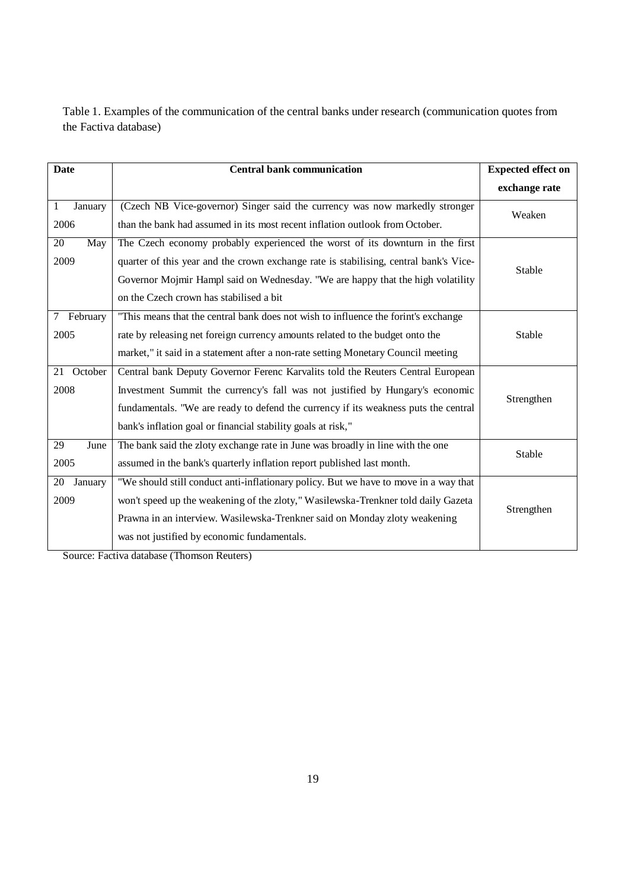Table 1. Examples of the communication of the central banks under research (communication quotes from the Factiva database)

| Date | Central bank communication | Expected effect on exchange rate |
|---|---|---|
| 1 January 2006 | (Czech NB Vice-governor) Singer said the currency was now markedly stronger than the bank had assumed in its most recent inflation outlook from October. | Weaken |
| 20 May 2009 | The Czech economy probably experienced the worst of its downturn in the first quarter of this year and the crown exchange rate is stabilising, central bank's Vice-Governor Mojmir Hampl said on Wednesday. "We are happy that the high volatility on the Czech crown has stabilised a bit | Stable |
| 7 February 2005 | "This means that the central bank does not wish to influence the forint's exchange rate by releasing net foreign currency amounts related to the budget onto the market," it said in a statement after a non-rate setting Monetary Council meeting | Stable |
| 21 October 2008 | Central bank Deputy Governor Ferenc Karvalits told the Reuters Central European Investment Summit the currency's fall was not justified by Hungary's economic fundamentals. "We are ready to defend the currency if its weakness puts the central bank's inflation goal or financial stability goals at risk," | Strengthen |
| 29 June 2005 | The bank said the zloty exchange rate in June was broadly in line with the one assumed in the bank's quarterly inflation report published last month. | Stable |
| 20 January 2009 | "We should still conduct anti-inflationary policy. But we have to move in a way that won't speed up the weakening of the zloty," Wasilewska-Trenkner told daily Gazeta Prawna in an interview. Wasilewska-Trenkner said on Monday zloty weakening was not justified by economic fundamentals. | Strengthen |

Source: Factiva database (Thomson Reuters)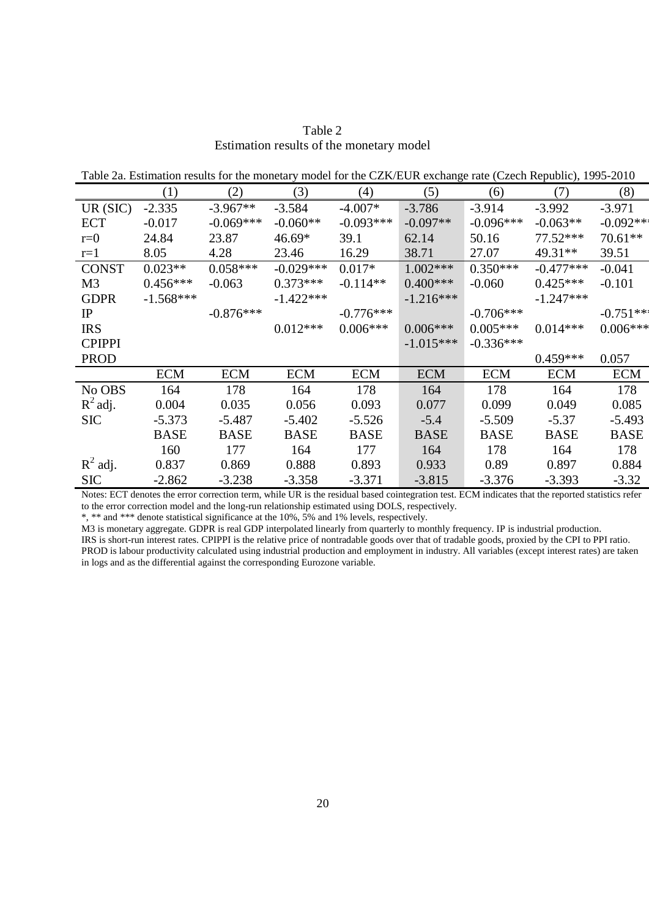Table 2
Estimation results of the monetary model

Table 2a. Estimation results for the monetary model for the CZK/EUR exchange rate (Czech Republic), 1995-2010

| | (1) | (2) | (3) | (4) | (5) | (6) | (7) | (8) |
|---|---|---|---|---|---|---|---|---|
| UR (SIC) | -2.335 | -3.967** | -3.584 | -4.007* | -3.786 | -3.914 | -3.992 | -3.971 |
| ECT | -0.017 | -0.069*** | -0.060** | -0.093*** | -0.097** | -0.096*** | -0.063** | -0.092*** |
| r=0 | 24.84 | 23.87 | 46.69* | 39.1 | 62.14 | 50.16 | 77.52*** | 70.61** |
| r=1 | 8.05 | 4.28 | 23.46 | 16.29 | 38.71 | 27.07 | 49.31** | 39.51 |
| CONST | 0.023** | 0.058*** | -0.029*** | 0.017* | 1.002*** | 0.350*** | -0.477*** | -0.041 |
| M3 | 0.456*** | -0.063 | 0.373*** | -0.114** | 0.400*** | -0.060 | 0.425*** | -0.101 |
| GDPR | -1.568*** | | -1.422*** | | -1.216*** | | -1.247*** | |
| IP | | -0.876*** | | -0.776*** | | -0.706*** | | -0.751*** |
| IRS | | | 0.012*** | 0.006*** | 0.006*** | 0.005*** | 0.014*** | 0.006*** |
| CPIPPI | | | | | -1.015*** | -0.336*** | | |
| PROD | | | | | | | 0.459*** | 0.057 |
| | ECM | ECM | ECM | ECM | ECM | ECM | ECM | ECM |
| No OBS | 164 | 178 | 164 | 178 | 164 | 178 | 164 | 178 |
| $R^2$ adj. | 0.004 | 0.035 | 0.056 | 0.093 | 0.077 | 0.099 | 0.049 | 0.085 |
| SIC | -5.373 | -5.487 | -5.402 | -5.526 | -5.4 | -5.509 | -5.37 | -5.493 |
| | BASE | BASE | BASE | BASE | BASE | BASE | BASE | BASE |
| | 160 | 177 | 164 | 177 | 164 | 178 | 164 | 178 |
| $R^2$ adj. | 0.837 | 0.869 | 0.888 | 0.893 | 0.933 | 0.89 | 0.897 | 0.884 |
| SIC | -2.862 | -3.238 | -3.358 | -3.371 | -3.815 | -3.376 | -3.393 | -3.32 |

Notes: ECT denotes the error correction term, while UR is the residual based cointegration test. ECM indicates that the reported statistics refer to the error correction model and the long-run relationship estimated using DOLS, respectively.
*, ** and *** denote statistical significance at the 10%, 5% and 1% levels, respectively.
M3 is monetary aggregate. GDPR is real GDP interpolated linearly from quarterly to monthly frequency. IP is industrial production. IRS is short-run interest rates. CPIPPI is the relative price of nontradable goods over that of tradable goods, proxied by the CPI to PPI ratio. PROD is labour productivity calculated using industrial production and employment in industry. All variables (except interest rates) are taken in logs and as the differential against the corresponding Eurozone variable.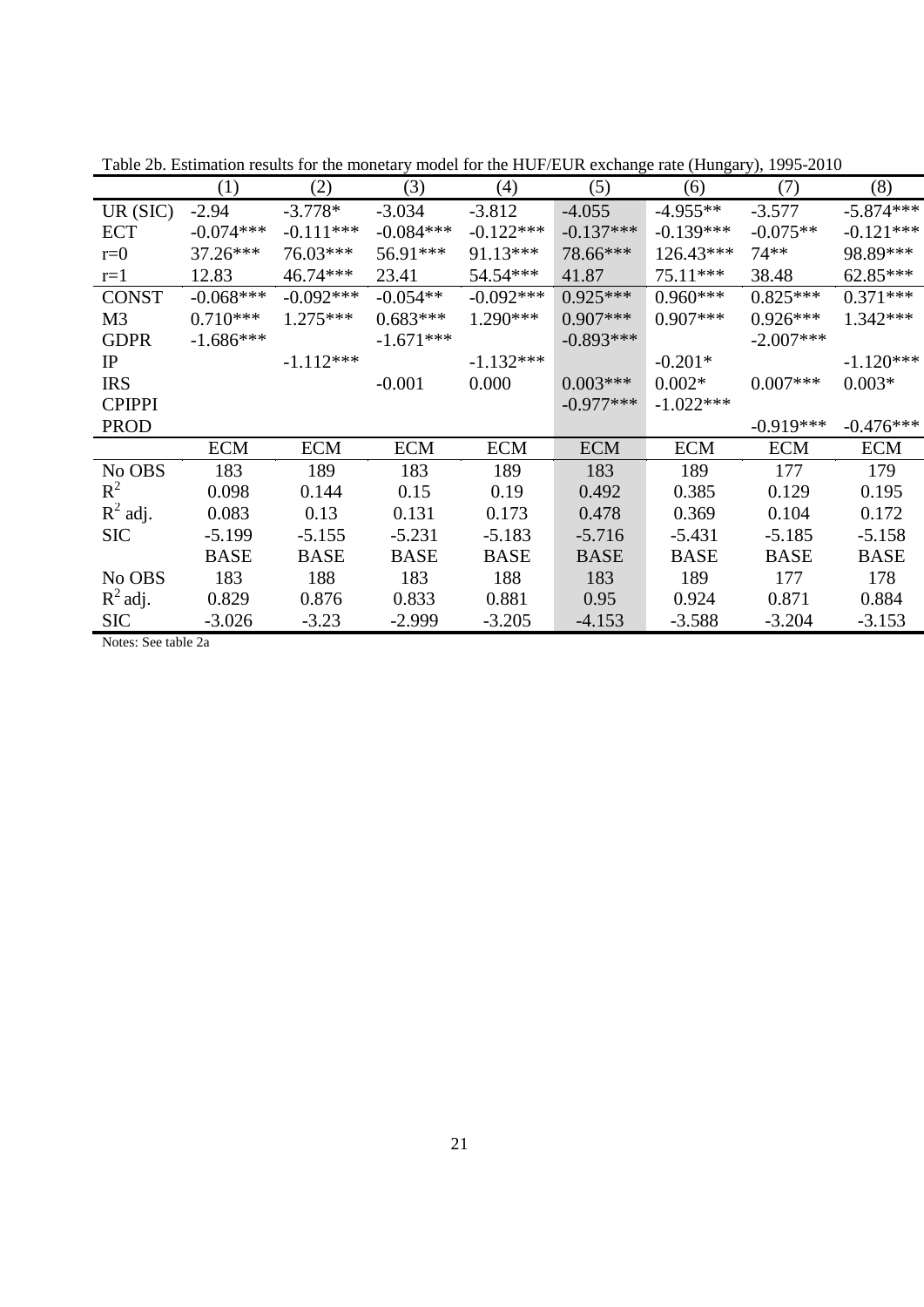Table 2b. Estimation results for the monetary model for the HUF/EUR exchange rate (Hungary), 1995-2010

| | (1) | (2) | (3) | (4) | (5) | (6) | (7) | (8) |
|---|---|---|---|---|---|---|---|---|
| UR (SIC) | -2.94 | -3.778* | -3.034 | -3.812 | -4.055 | -4.955** | -3.577 | -5.874*** |
| ECT | -0.074*** | -0.111*** | -0.084*** | -0.122*** | -0.137*** | -0.139*** | -0.075** | -0.121*** |
| r=0 | 37.26*** | 76.03*** | 56.91*** | 91.13*** | 78.66*** | 126.43*** | 74** | 98.89*** |
| r=1 | 12.83 | 46.74*** | 23.41 | 54.54*** | 41.87 | 75.11*** | 38.48 | 62.85*** |
| CONST | -0.068*** | -0.092*** | -0.054** | -0.092*** | 0.925*** | 0.960*** | 0.825*** | 0.371*** |
| M3 | 0.710*** | 1.275*** | 0.683*** | 1.290*** | 0.907*** | 0.907*** | 0.926*** | 1.342*** |
| GDPR | -1.686*** | | -1.671*** | | -0.893*** | | -2.007*** | |
| IP | | -1.112*** | | -1.132*** | | -0.201* | | -1.120*** |
| IRS | | | -0.001 | 0.000 | 0.003*** | 0.002* | 0.007*** | 0.003* |
| CPIPPI | | | | | -0.977*** | -1.022*** | | |
| PROD | | | | | | | -0.919*** | -0.476*** |
| | ECM | ECM | ECM | ECM | ECM | ECM | ECM | ECM |
| No OBS | 183 | 189 | 183 | 189 | 183 | 189 | 177 | 179 |
| $R^2$ | 0.098 | 0.144 | 0.15 | 0.19 | 0.492 | 0.385 | 0.129 | 0.195 |
| $R^2$ adj. | 0.083 | 0.13 | 0.131 | 0.173 | 0.478 | 0.369 | 0.104 | 0.172 |
| SIC | -5.199 | -5.155 | -5.231 | -5.183 | -5.716 | -5.431 | -5.185 | -5.158 |
| | BASE | BASE | BASE | BASE | BASE | BASE | BASE | BASE |
| No OBS | 183 | 188 | 183 | 188 | 183 | 189 | 177 | 178 |
| $R^2$ adj. | 0.829 | 0.876 | 0.833 | 0.881 | 0.95 | 0.924 | 0.871 | 0.884 |
| SIC | -3.026 | -3.23 | -2.999 | -3.205 | -4.153 | -3.588 | -3.204 | -3.153 |

Notes: See table 2a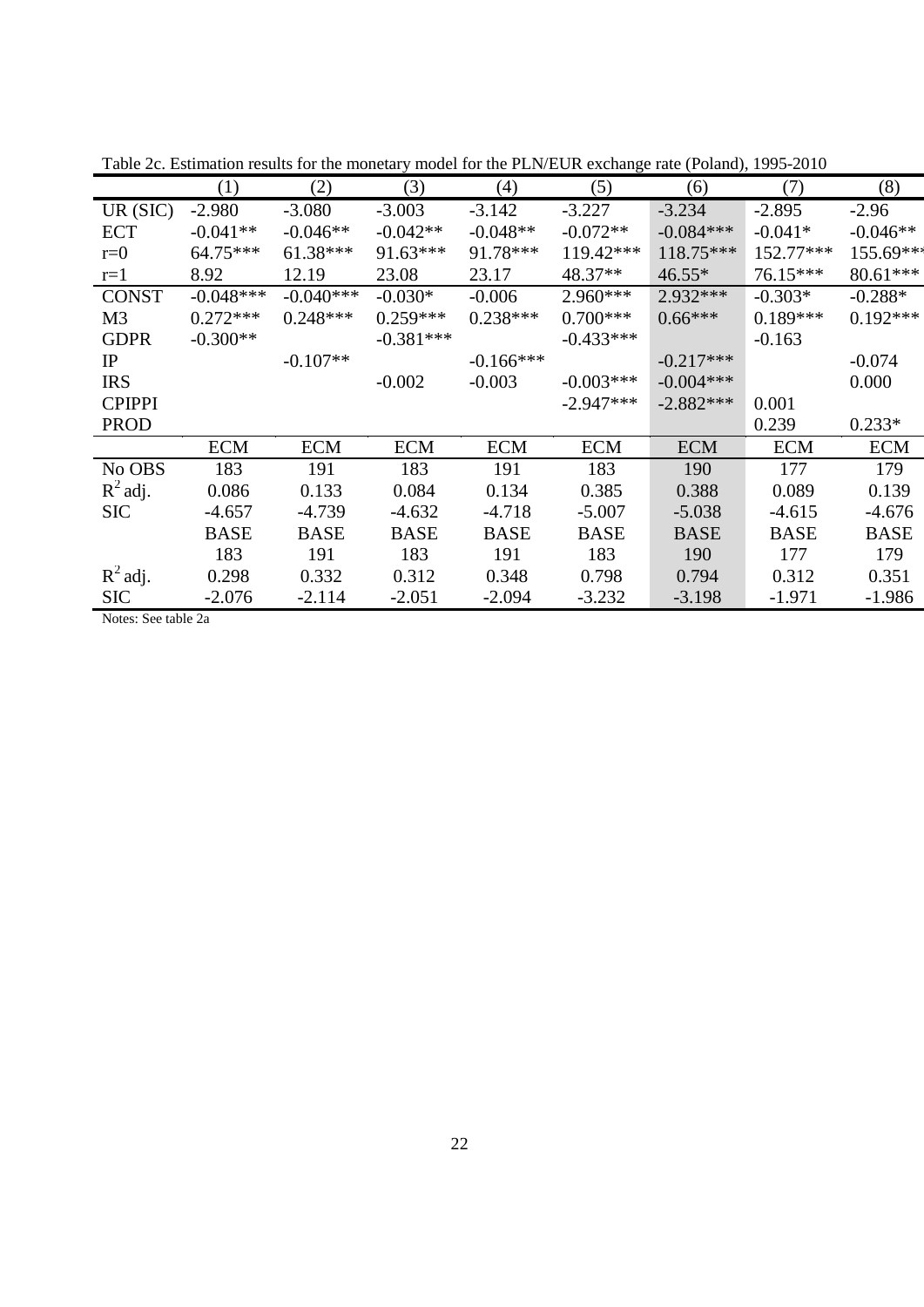Table 2c. Estimation results for the monetary model for the PLN/EUR exchange rate (Poland), 1995-2010

| | (1) | (2) | (3) | (4) | (5) | (6) | (7) | (8) |
|---|---|---|---|---|---|---|---|---|
| UR (SIC) | -2.980 | -3.080 | -3.003 | -3.142 | -3.227 | -3.234 | -2.895 | -2.96 |
| ECT | -0.041** | -0.046** | -0.042** | -0.048** | -0.072** | -0.084*** | -0.041* | -0.046** |
| r=0 | 64.75*** | 61.38*** | 91.63*** | 91.78*** | 119.42*** | 118.75*** | 152.77*** | 155.69*** |
| r=1 | 8.92 | 12.19 | 23.08 | 23.17 | 48.37** | 46.55* | 76.15*** | 80.61*** |
| CONST | -0.048*** | -0.040*** | -0.030* | -0.006 | 2.960*** | 2.932*** | -0.303* | -0.288* |
| M3 | 0.272*** | 0.248*** | 0.259*** | 0.238*** | 0.700*** | 0.66*** | 0.189*** | 0.192*** |
| GDPR | -0.300** | | -0.381*** | | -0.433*** | | -0.163 | |
| IP | | -0.107** | | -0.166*** | | -0.217*** | | -0.074 |
| IRS | | | -0.002 | -0.003 | -0.003*** | -0.004*** | | 0.000 |
| CPIPPI | | | | | -2.947*** | -2.882*** | 0.001 | |
| PROD | | | | | | | 0.239 | 0.233* |
| | ECM | ECM | ECM | ECM | ECM | ECM | ECM | ECM |
| No OBS | 183 | 191 | 183 | 191 | 183 | 190 | 177 | 179 |
| $R^2$ adj. | 0.086 | 0.133 | 0.084 | 0.134 | 0.385 | 0.388 | 0.089 | 0.139 |
| SIC | -4.657 | -4.739 | -4.632 | -4.718 | -5.007 | -5.038 | -4.615 | -4.676 |
| | BASE | BASE | BASE | BASE | BASE | BASE | BASE | BASE |
| | 183 | 191 | 183 | 191 | 183 | 190 | 177 | 179 |
| $R^2$ adj. | 0.298 | 0.332 | 0.312 | 0.348 | 0.798 | 0.794 | 0.312 | 0.351 |
| SIC | -2.076 | -2.114 | -2.051 | -2.094 | -3.232 | -3.198 | -1.971 | -1.986 |

Notes: See table 2a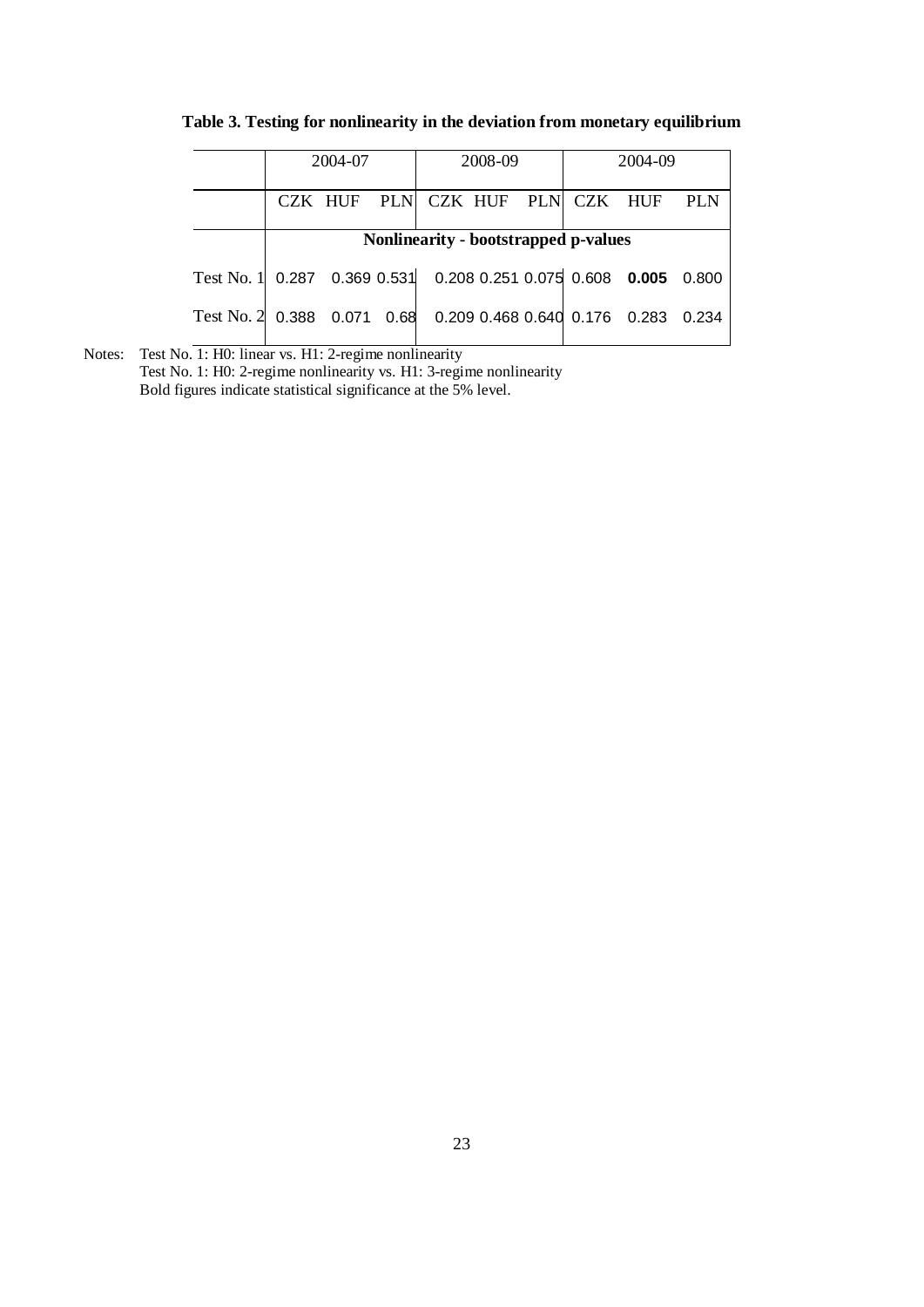**Table 3. Testing for nonlinearity in the deviation from monetary equilibrium**

| | 2004-07 | | | 2008-09 | | | 2004-09 | | |
|---|---|---|---|---|---|---|---|---|---|
| | CZK | HUF | PLN | CZK | HUF | PLN | CZK | HUF | PLN |
| | **Nonlinearity - bootstrapped p-values** | | | | | | | | |
| Test No. 1 | 0.287 | 0.369 | 0.531 | 0.208 | 0.251 | 0.075 | 0.608 | **0.005** | 0.800 |
| Test No. 2 | 0.388 | 0.071 | 0.68 | 0.209 | 0.468 | 0.640 | 0.176 | 0.283 | 0.234 |

Notes: Test No. 1: H0: linear vs. H1: 2-regime nonlinearity
Test No. 1: H0: 2-regime nonlinearity vs. H1: 3-regime nonlinearity
Bold figures indicate statistical significance at the 5% level.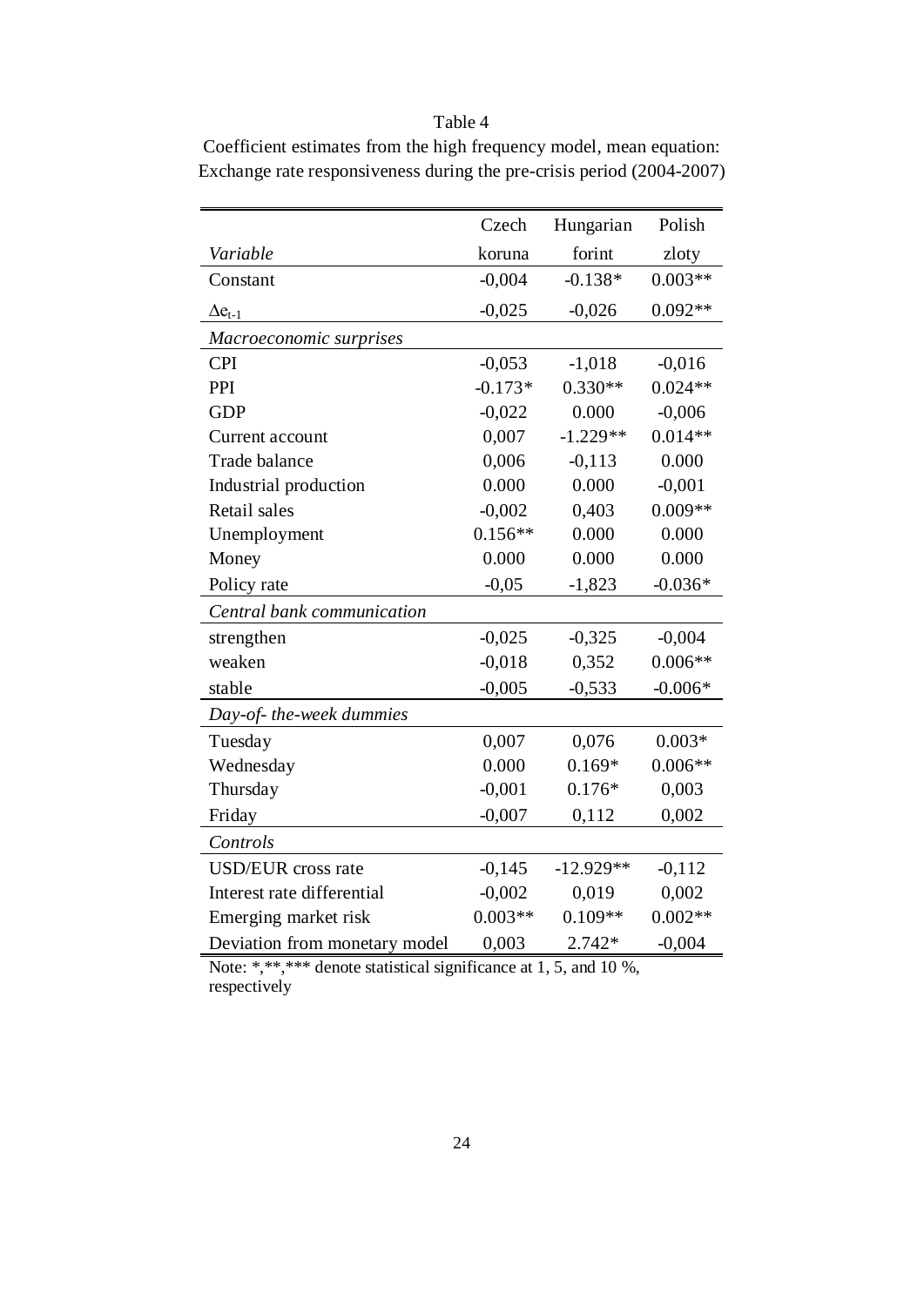Table 4

Coefficient estimates from the high frequency model, mean equation: Exchange rate responsiveness during the pre-crisis period (2004-2007)

| *Variable* | Czech koruna | Hungarian forint | Polish zloty |
|---|---|---|---|
| Constant | -0,004 | -0.138* | 0.003** |
| $\Delta e_{t-1}$ | -0,025 | -0,026 | 0.092** |
| *Macroeconomic surprises* | | | |
| CPI | -0,053 | -1,018 | -0,016 |
| PPI | -0.173* | 0.330** | 0.024** |
| GDP | -0,022 | 0.000 | -0,006 |
| Current account | 0,007 | -1.229** | 0.014** |
| Trade balance | 0,006 | -0,113 | 0.000 |
| Industrial production | 0.000 | 0.000 | -0,001 |
| Retail sales | -0,002 | 0,403 | 0.009** |
| Unemployment | 0.156** | 0.000 | 0.000 |
| Money | 0.000 | 0.000 | 0.000 |
| Policy rate | -0,05 | -1,823 | -0.036* |
| *Central bank communication* | | | |
| strengthen | -0,025 | -0,325 | -0,004 |
| weaken | -0,018 | 0,352 | 0.006** |
| stable | -0,005 | -0,533 | -0.006* |
| *Day-of- the-week dummies* | | | |
| Tuesday | 0,007 | 0,076 | 0.003* |
| Wednesday | 0.000 | 0.169* | 0.006** |
| Thursday | -0,001 | 0.176* | 0,003 |
| Friday | -0,007 | 0,112 | 0,002 |
| *Controls* | | | |
| USD/EUR cross rate | -0,145 | -12.929** | -0,112 |
| Interest rate differential | -0,002 | 0,019 | 0,002 |
| Emerging market risk | 0.003** | 0.109** | 0.002** |
| Deviation from monetary model | 0,003 | 2.742* | -0,004 |

Note: *,**,*** denote statistical significance at 1, 5, and 10 %, respectively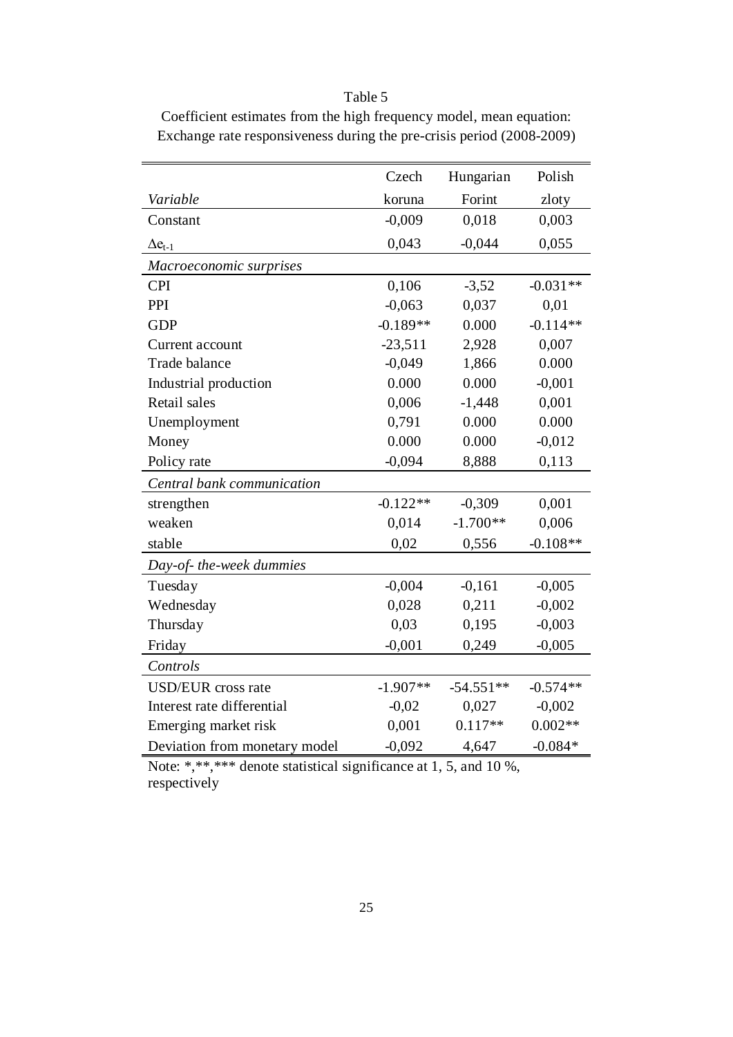Table 5

Coefficient estimates from the high frequency model, mean equation: Exchange rate responsiveness during the pre-crisis period (2008-2009)

| *Variable* | Czech koruna | Hungarian Forint | Polish zloty |
|---|---|---|---|
| Constant | -0,009 | 0,018 | 0,003 |
| $\Delta e_{t-1}$ | 0,043 | -0,044 | 0,055 |
| *Macroeconomic surprises* | | | |
| CPI | 0,106 | -3,52 | -0.031** |
| PPI | -0,063 | 0,037 | 0,01 |
| GDP | -0.189** | 0.000 | -0.114** |
| Current account | -23,511 | 2,928 | 0,007 |
| Trade balance | -0,049 | 1,866 | 0.000 |
| Industrial production | 0.000 | 0.000 | -0,001 |
| Retail sales | 0,006 | -1,448 | 0,001 |
| Unemployment | 0,791 | 0.000 | 0.000 |
| Money | 0.000 | 0.000 | -0,012 |
| Policy rate | -0,094 | 8,888 | 0,113 |
| *Central bank communication* | | | |
| strengthen | -0.122** | -0,309 | 0,001 |
| weaken | 0,014 | -1.700** | 0,006 |
| stable | 0,02 | 0,556 | -0.108** |
| *Day-of- the-week dummies* | | | |
| Tuesday | -0,004 | -0,161 | -0,005 |
| Wednesday | 0,028 | 0,211 | -0,002 |
| Thursday | 0,03 | 0,195 | -0,003 |
| Friday | -0,001 | 0,249 | -0,005 |
| *Controls* | | | |
| USD/EUR cross rate | -1.907** | -54.551** | -0.574** |
| Interest rate differential | -0,02 | 0,027 | -0,002 |
| Emerging market risk | 0,001 | 0.117** | 0.002** |
| Deviation from monetary model | -0,092 | 4,647 | -0.084* |

Note: *,**,*** denote statistical significance at 1, 5, and 10 %, respectively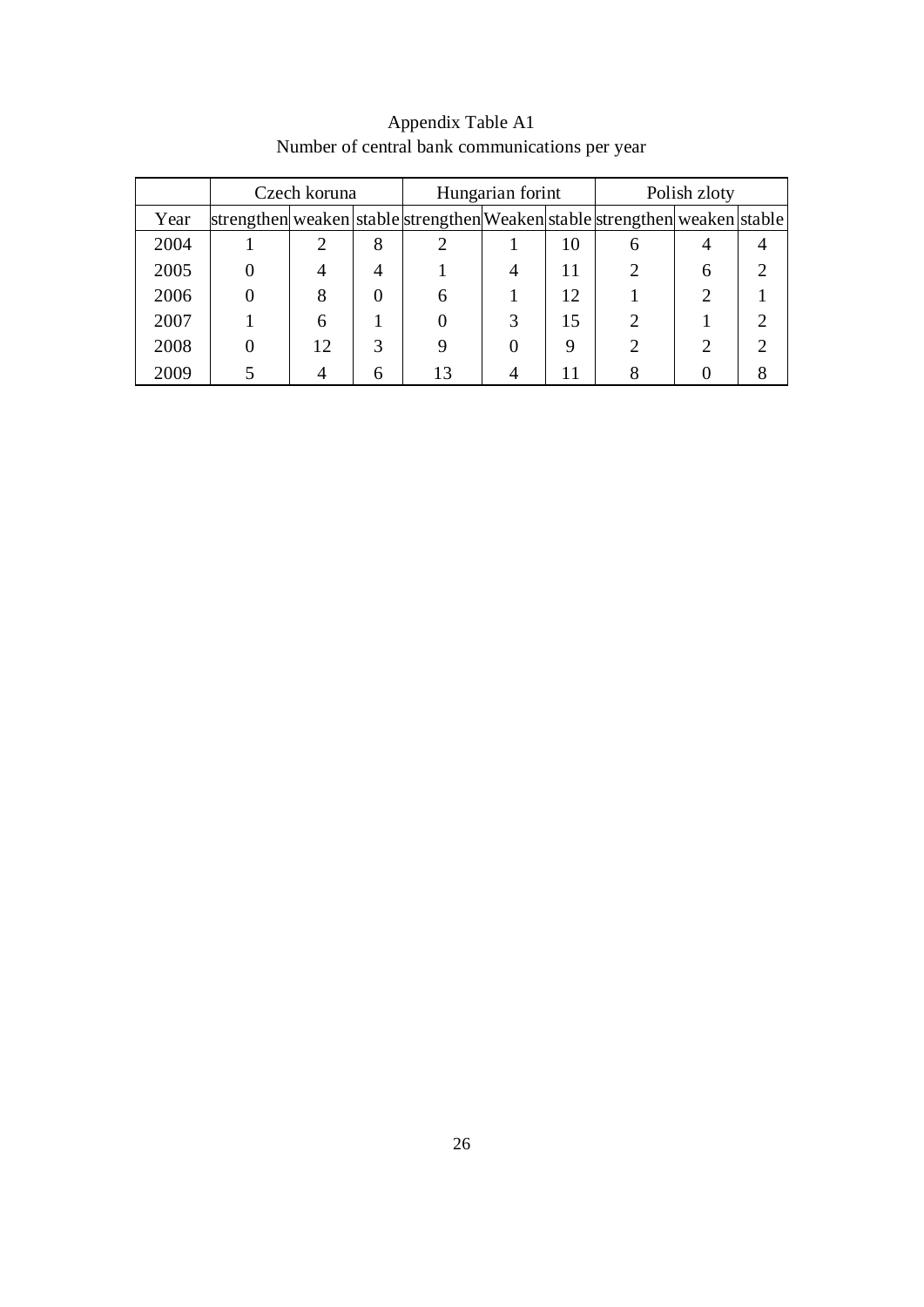Appendix Table A1

Number of central bank communications per year

| | Czech koruna | | | Hungarian forint | | | Polish zloty | | |
|---|---|---|---|---|---|---|---|---|---|
| Year | strengthen | weaken | stable | strengthen | Weaken | stable | strengthen | weaken | stable |
| 2004 | 1 | 2 | 8 | 2 | 1 | 10 | 6 | 4 | 4 |
| 2005 | 0 | 4 | 4 | 1 | 4 | 11 | 2 | 6 | 2 |
| 2006 | 0 | 8 | 0 | 6 | 1 | 12 | 1 | 2 | 1 |
| 2007 | 1 | 6 | 1 | 0 | 3 | 15 | 2 | 1 | 2 |
| 2008 | 0 | 12 | 3 | 9 | 0 | 9 | 2 | 2 | 2 |
| 2009 | 5 | 4 | 6 | 13 | 4 | 11 | 8 | 0 | 8 |